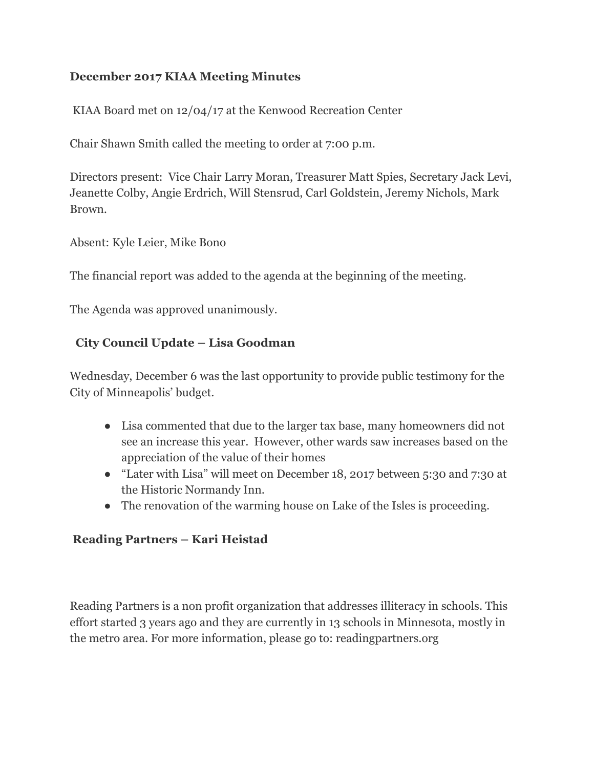**December 2017 KIAA Meeting Minutes**

KIAA Board met on 12/04/17 at the Kenwood Recreation Center

Chair Shawn Smith called the meeting to order at 7:00 p.m.

Directors present: Vice Chair Larry Moran, Treasurer Matt Spies, Secretary Jack Levi, Jeanette Colby, Angie Erdrich, Will Stensrud, Carl Goldstein, Jeremy Nichols, Mark Brown.

Absent: Kyle Leier, Mike Bono

The financial report was added to the agenda at the beginning of the meeting.

The Agenda was approved unanimously.

**City Council Update – Lisa Goodman**

Wednesday, December 6 was the last opportunity to provide public testimony for the City of Minneapolis' budget.

- Lisa commented that due to the larger tax base, many homeowners did not see an increase this year. However, other wards saw increases based on the appreciation of the value of their homes
- "Later with Lisa" will meet on December 18, 2017 between 5:30 and 7:30 at the Historic Normandy Inn.
- The renovation of the warming house on Lake of the Isles is proceeding.

**Reading Partners – Kari Heistad**

Reading Partners is a non profit organization that addresses illiteracy in schools. This effort started 3 years ago and they are currently in 13 schools in Minnesota, mostly in the metro area. For more information, please go to: readingpartners.org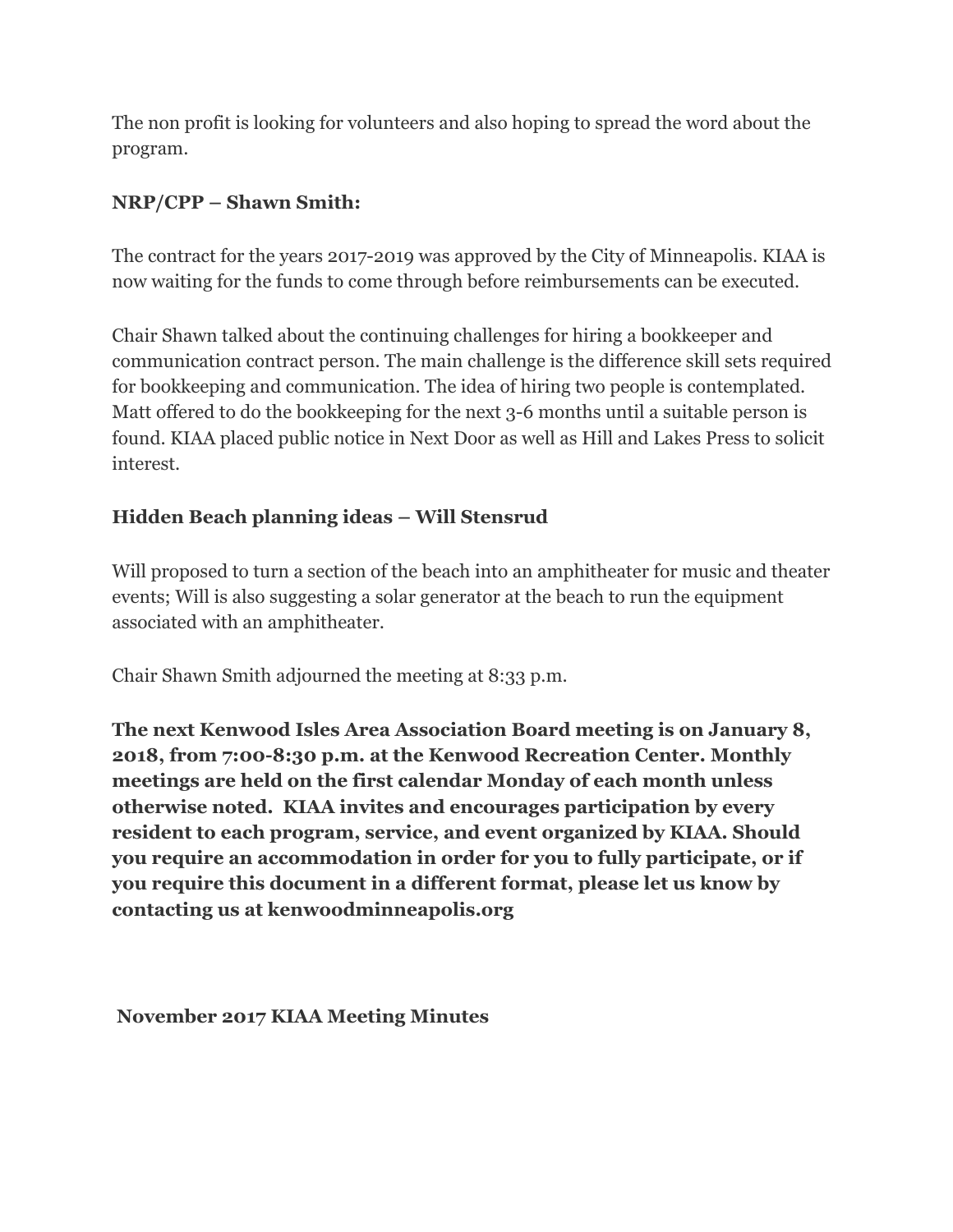The non profit is looking for volunteers and also hoping to spread the word about the program.

**NRP/CPP – Shawn Smith:**

The contract for the years 2017-2019 was approved by the City of Minneapolis. KIAA is now waiting for the funds to come through before reimbursements can be executed.

Chair Shawn talked about the continuing challenges for hiring a bookkeeper and communication contract person. The main challenge is the difference skill sets required for bookkeeping and communication. The idea of hiring two people is contemplated. Matt offered to do the bookkeeping for the next 3-6 months until a suitable person is found. KIAA placed public notice in Next Door as well as Hill and Lakes Press to solicit interest.

**Hidden Beach planning ideas – Will Stensrud**

Will proposed to turn a section of the beach into an amphitheater for music and theater events; Will is also suggesting a solar generator at the beach to run the equipment associated with an amphitheater.

Chair Shawn Smith adjourned the meeting at 8:33 p.m.

**The next Kenwood Isles Area Association Board meeting is on January 8, 2018, from 7:00-8:30 p.m. at the Kenwood Recreation Center. Monthly meetings are held on the first calendar Monday of each month unless otherwise noted. KIAA invites and encourages participation by every resident to each program, service, and event organized by KIAA. Should you require an accommodation in order for you to fully participate, or if you require this document in a different format, please let us know by contacting us at kenwoodminneapolis.org**

**November 2017 KIAA Meeting Minutes**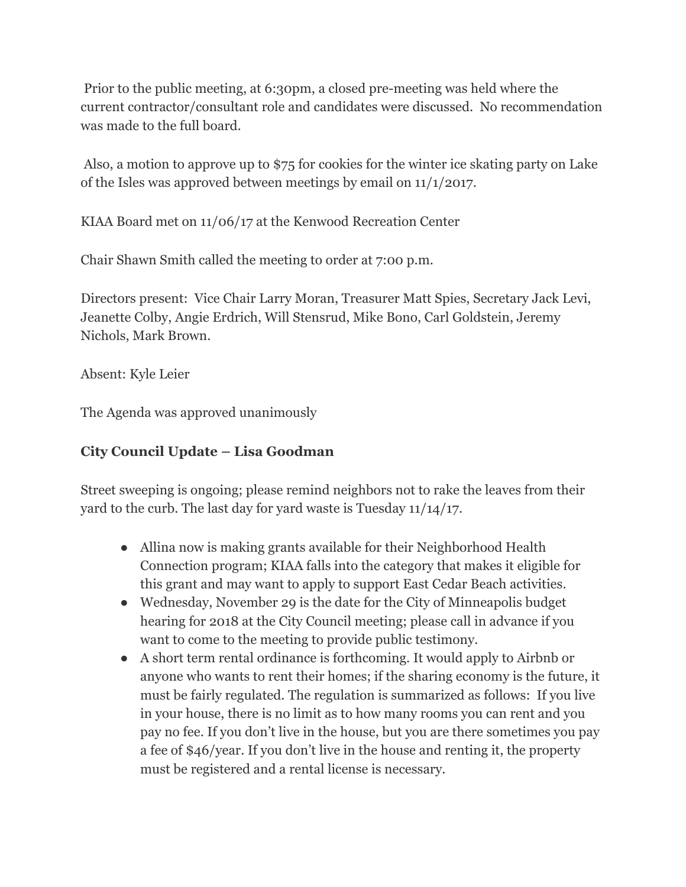Prior to the public meeting, at 6:30pm, a closed pre-meeting was held where the current contractor/consultant role and candidates were discussed. No recommendation was made to the full board.

Also, a motion to approve up to $75 for cookies for the winter ice skating party on Lake of the Isles was approved between meetings by email on 11/1/2017.

KIAA Board met on 11/06/17 at the Kenwood Recreation Center

Chair Shawn Smith called the meeting to order at 7:00 p.m.

Directors present: Vice Chair Larry Moran, Treasurer Matt Spies, Secretary Jack Levi, Jeanette Colby, Angie Erdrich, Will Stensrud, Mike Bono, Carl Goldstein, Jeremy Nichols, Mark Brown.

Absent: Kyle Leier

The Agenda was approved unanimously

**City Council Update – Lisa Goodman**

Street sweeping is ongoing; please remind neighbors not to rake the leaves from their yard to the curb. The last day for yard waste is Tuesday 11/14/17.

- Allina now is making grants available for their Neighborhood Health Connection program; KIAA falls into the category that makes it eligible for this grant and may want to apply to support East Cedar Beach activities.
- Wednesday, November 29 is the date for the City of Minneapolis budget hearing for 2018 at the City Council meeting; please call in advance if you want to come to the meeting to provide public testimony.
- A short term rental ordinance is forthcoming. It would apply to Airbnb or anyone who wants to rent their homes; if the sharing economy is the future, it must be fairly regulated. The regulation is summarized as follows: If you live in your house, there is no limit as to how many rooms you can rent and you pay no fee. If you don't live in the house, but you are there sometimes you pay a fee of $46/year. If you don't live in the house and renting it, the property must be registered and a rental license is necessary.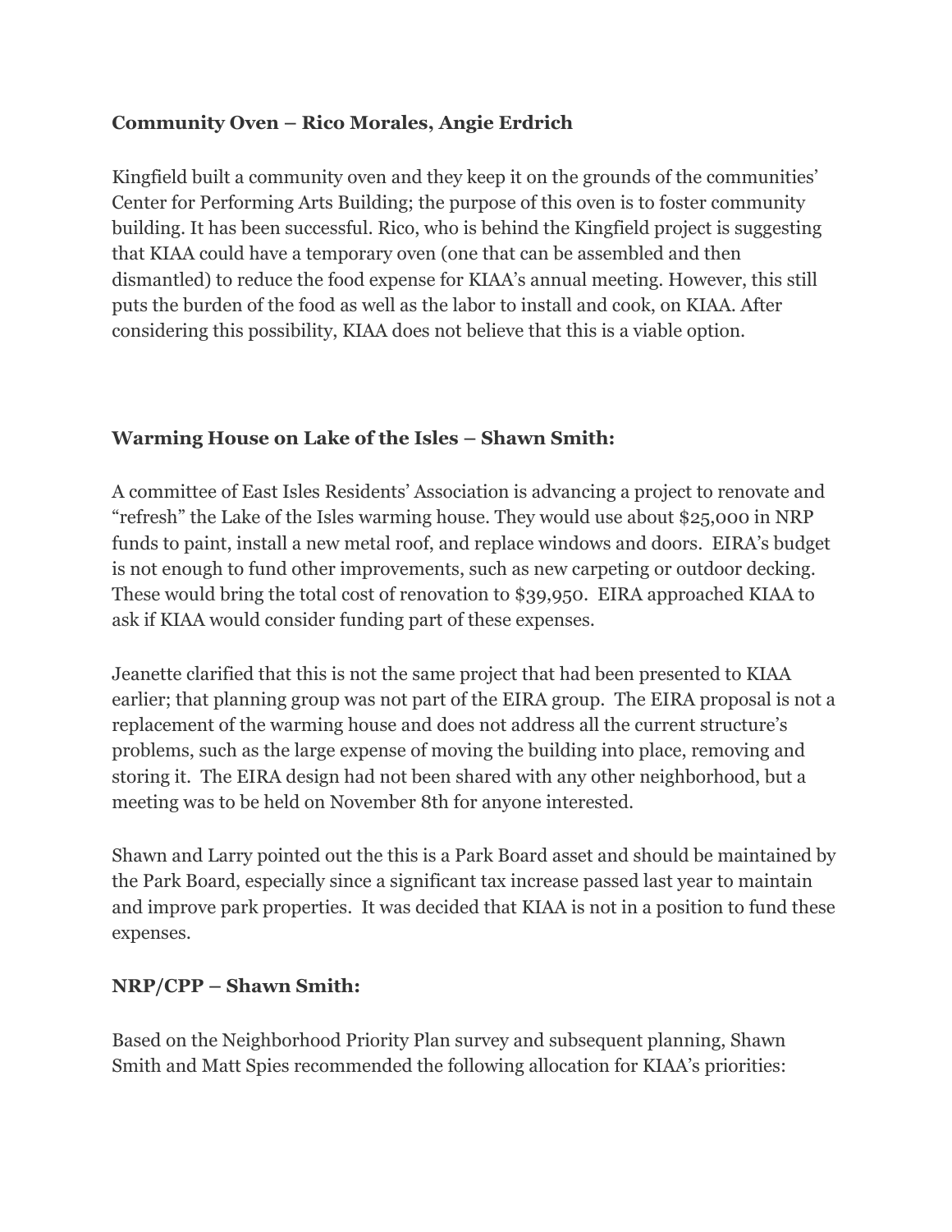**Community Oven – Rico Morales, Angie Erdrich**

Kingfield built a community oven and they keep it on the grounds of the communities' Center for Performing Arts Building; the purpose of this oven is to foster community building. It has been successful. Rico, who is behind the Kingfield project is suggesting that KIAA could have a temporary oven (one that can be assembled and then dismantled) to reduce the food expense for KIAA's annual meeting. However, this still puts the burden of the food as well as the labor to install and cook, on KIAA. After considering this possibility, KIAA does not believe that this is a viable option.

**Warming House on Lake of the Isles – Shawn Smith:**

A committee of East Isles Residents' Association is advancing a project to renovate and "refresh" the Lake of the Isles warming house. They would use about $25,000 in NRP funds to paint, install a new metal roof, and replace windows and doors. EIRA's budget is not enough to fund other improvements, such as new carpeting or outdoor decking. These would bring the total cost of renovation to $39,950. EIRA approached KIAA to ask if KIAA would consider funding part of these expenses.

Jeanette clarified that this is not the same project that had been presented to KIAA earlier; that planning group was not part of the EIRA group. The EIRA proposal is not a replacement of the warming house and does not address all the current structure's problems, such as the large expense of moving the building into place, removing and storing it. The EIRA design had not been shared with any other neighborhood, but a meeting was to be held on November 8th for anyone interested.

Shawn and Larry pointed out the this is a Park Board asset and should be maintained by the Park Board, especially since a significant tax increase passed last year to maintain and improve park properties. It was decided that KIAA is not in a position to fund these expenses.

**NRP/CPP – Shawn Smith:**

Based on the Neighborhood Priority Plan survey and subsequent planning, Shawn Smith and Matt Spies recommended the following allocation for KIAA's priorities: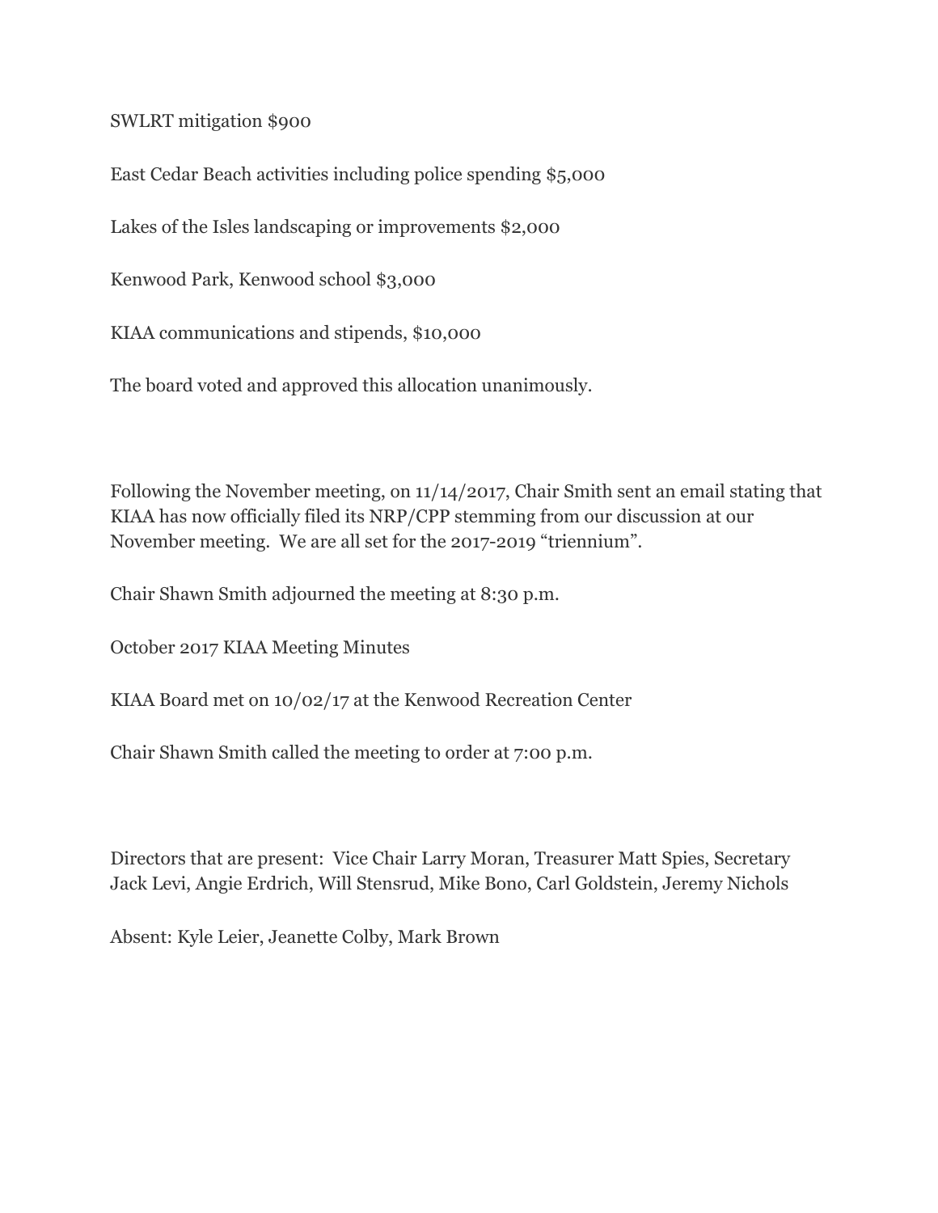SWLRT mitigation $900

East Cedar Beach activities including police spending $5,000

Lakes of the Isles landscaping or improvements $2,000

Kenwood Park, Kenwood school $3,000

KIAA communications and stipends, $10,000

The board voted and approved this allocation unanimously.

Following the November meeting, on 11/14/2017, Chair Smith sent an email stating that KIAA has now officially filed its NRP/CPP stemming from our discussion at our November meeting. We are all set for the 2017-2019 "triennium".

Chair Shawn Smith adjourned the meeting at 8:30 p.m.

October 2017 KIAA Meeting Minutes

KIAA Board met on 10/02/17 at the Kenwood Recreation Center

Chair Shawn Smith called the meeting to order at 7:00 p.m.

Directors that are present: Vice Chair Larry Moran, Treasurer Matt Spies, Secretary Jack Levi, Angie Erdrich, Will Stensrud, Mike Bono, Carl Goldstein, Jeremy Nichols

Absent: Kyle Leier, Jeanette Colby, Mark Brown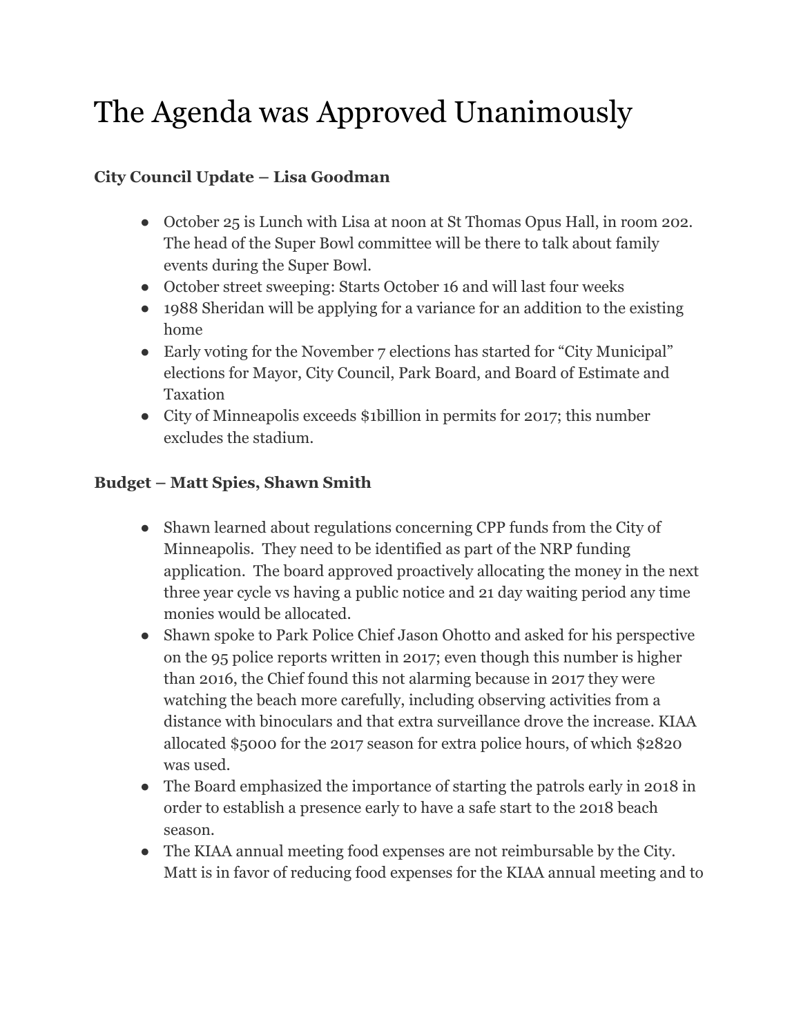# The Agenda was Approved Unanimously

**City Council Update – Lisa Goodman**

- October 25 is Lunch with Lisa at noon at St Thomas Opus Hall, in room 202. The head of the Super Bowl committee will be there to talk about family events during the Super Bowl.
- October street sweeping: Starts October 16 and will last four weeks
- 1988 Sheridan will be applying for a variance for an addition to the existing home
- Early voting for the November 7 elections has started for "City Municipal" elections for Mayor, City Council, Park Board, and Board of Estimate and Taxation
- City of Minneapolis exceeds $1billion in permits for 2017; this number excludes the stadium.

**Budget – Matt Spies, Shawn Smith**

- Shawn learned about regulations concerning CPP funds from the City of Minneapolis. They need to be identified as part of the NRP funding application. The board approved proactively allocating the money in the next three year cycle vs having a public notice and 21 day waiting period any time monies would be allocated.
- Shawn spoke to Park Police Chief Jason Ohotto and asked for his perspective on the 95 police reports written in 2017; even though this number is higher than 2016, the Chief found this not alarming because in 2017 they were watching the beach more carefully, including observing activities from a distance with binoculars and that extra surveillance drove the increase. KIAA allocated $5000 for the 2017 season for extra police hours, of which $2820 was used.
- The Board emphasized the importance of starting the patrols early in 2018 in order to establish a presence early to have a safe start to the 2018 beach season.
- The KIAA annual meeting food expenses are not reimbursable by the City. Matt is in favor of reducing food expenses for the KIAA annual meeting and to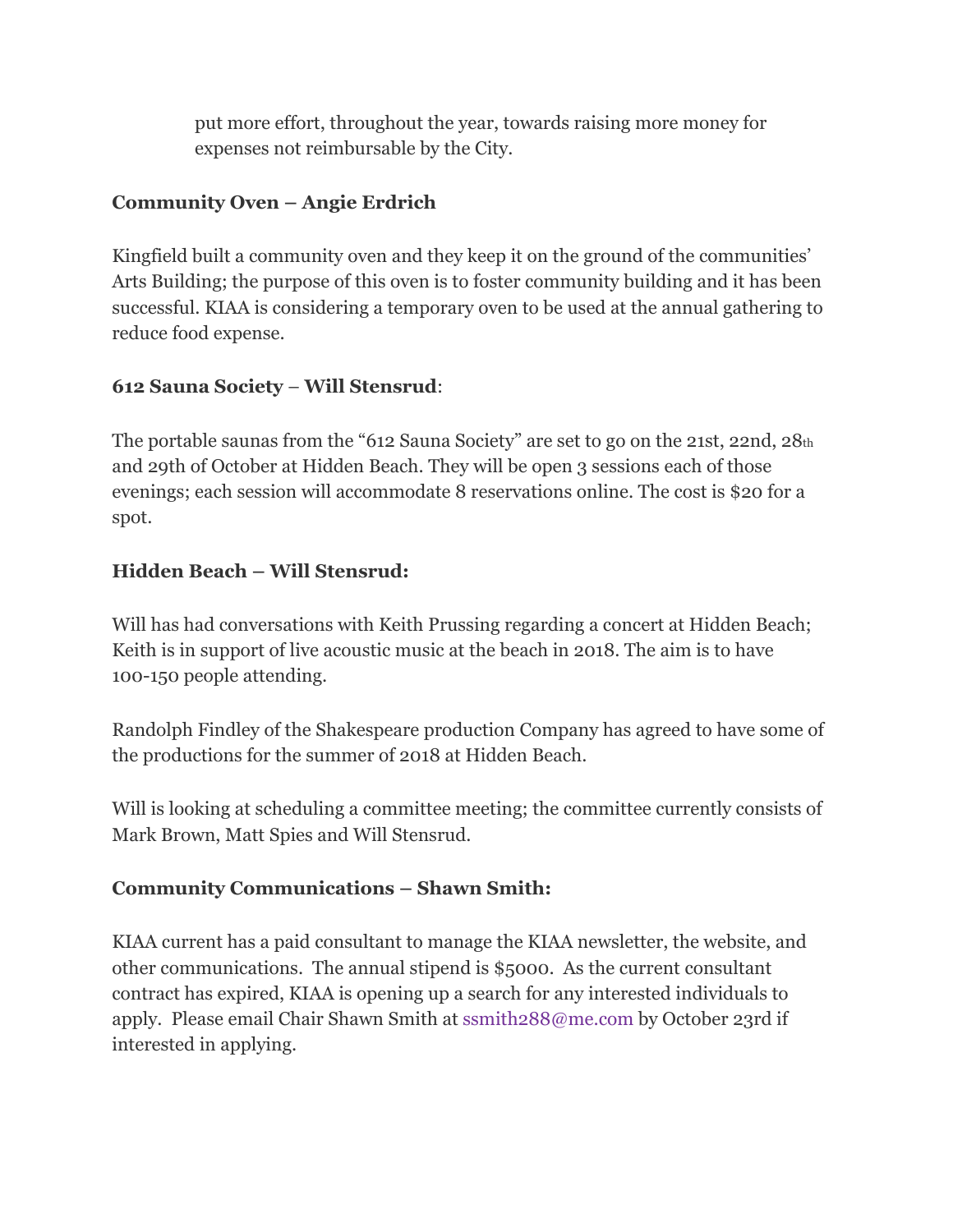put more effort, throughout the year, towards raising more money for expenses not reimbursable by the City.

**Community Oven – Angie Erdrich**

Kingfield built a community oven and they keep it on the ground of the communities' Arts Building; the purpose of this oven is to foster community building and it has been successful. KIAA is considering a temporary oven to be used at the annual gathering to reduce food expense.

**612 Sauna Society** – **Will Stensrud**:

The portable saunas from the "612 Sauna Society" are set to go on the 21st, 22nd, 28th and 29th of October at Hidden Beach. They will be open 3 sessions each of those evenings; each session will accommodate 8 reservations online. The cost is $20 for a spot.

**Hidden Beach – Will Stensrud:**

Will has had conversations with Keith Prussing regarding a concert at Hidden Beach; Keith is in support of live acoustic music at the beach in 2018. The aim is to have 100-150 people attending.

Randolph Findley of the Shakespeare production Company has agreed to have some of the productions for the summer of 2018 at Hidden Beach.

Will is looking at scheduling a committee meeting; the committee currently consists of Mark Brown, Matt Spies and Will Stensrud.

**Community Communications – Shawn Smith:**

KIAA current has a paid consultant to manage the KIAA newsletter, the website, and other communications. The annual stipend is $5000. As the current consultant contract has expired, KIAA is opening up a search for any interested individuals to apply. Please email Chair Shawn Smith at ssmith288@me.com by October 23rd if interested in applying.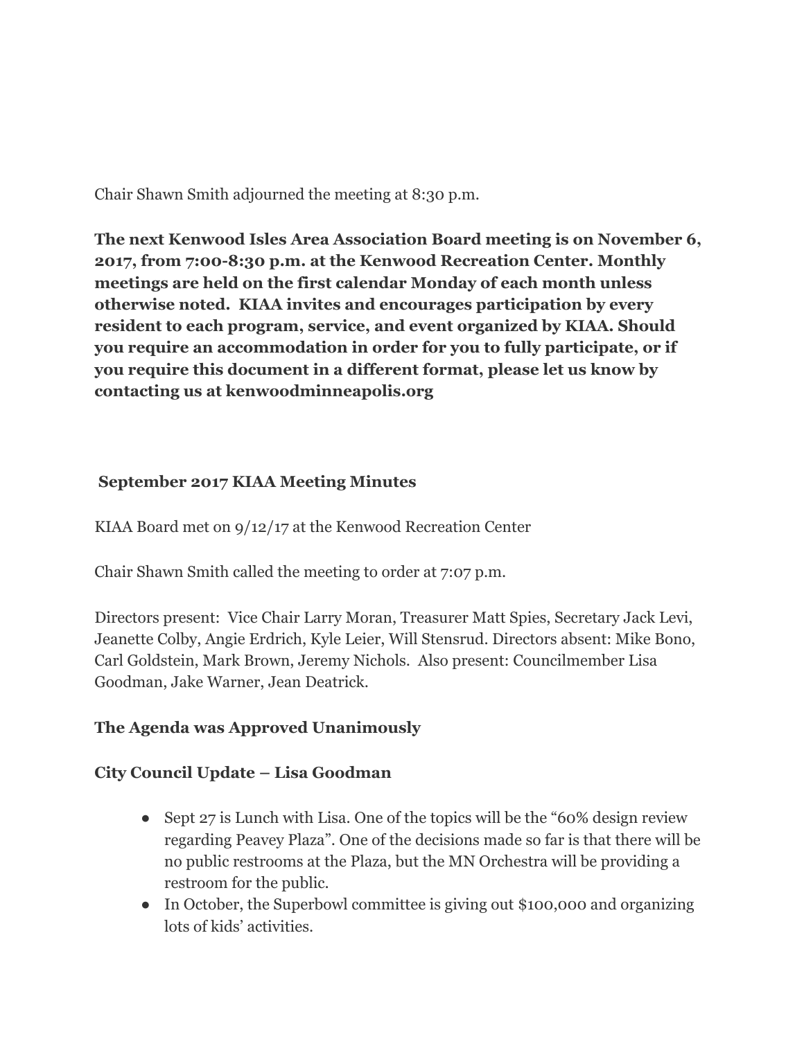Chair Shawn Smith adjourned the meeting at 8:30 p.m.

**The next Kenwood Isles Area Association Board meeting is on November 6, 2017, from 7:00-8:30 p.m. at the Kenwood Recreation Center. Monthly meetings are held on the first calendar Monday of each month unless otherwise noted. KIAA invites and encourages participation by every resident to each program, service, and event organized by KIAA. Should you require an accommodation in order for you to fully participate, or if you require this document in a different format, please let us know by contacting us at kenwoodminneapolis.org**

## September 2017 KIAA Meeting Minutes

KIAA Board met on 9/12/17 at the Kenwood Recreation Center

Chair Shawn Smith called the meeting to order at 7:07 p.m.

Directors present: Vice Chair Larry Moran, Treasurer Matt Spies, Secretary Jack Levi, Jeanette Colby, Angie Erdrich, Kyle Leier, Will Stensrud. Directors absent: Mike Bono, Carl Goldstein, Mark Brown, Jeremy Nichols. Also present: Councilmember Lisa Goodman, Jake Warner, Jean Deatrick.

**The Agenda was Approved Unanimously**

**City Council Update – Lisa Goodman**

- Sept 27 is Lunch with Lisa. One of the topics will be the "60% design review regarding Peavey Plaza". One of the decisions made so far is that there will be no public restrooms at the Plaza, but the MN Orchestra will be providing a restroom for the public.
- In October, the Superbowl committee is giving out $100,000 and organizing lots of kids' activities.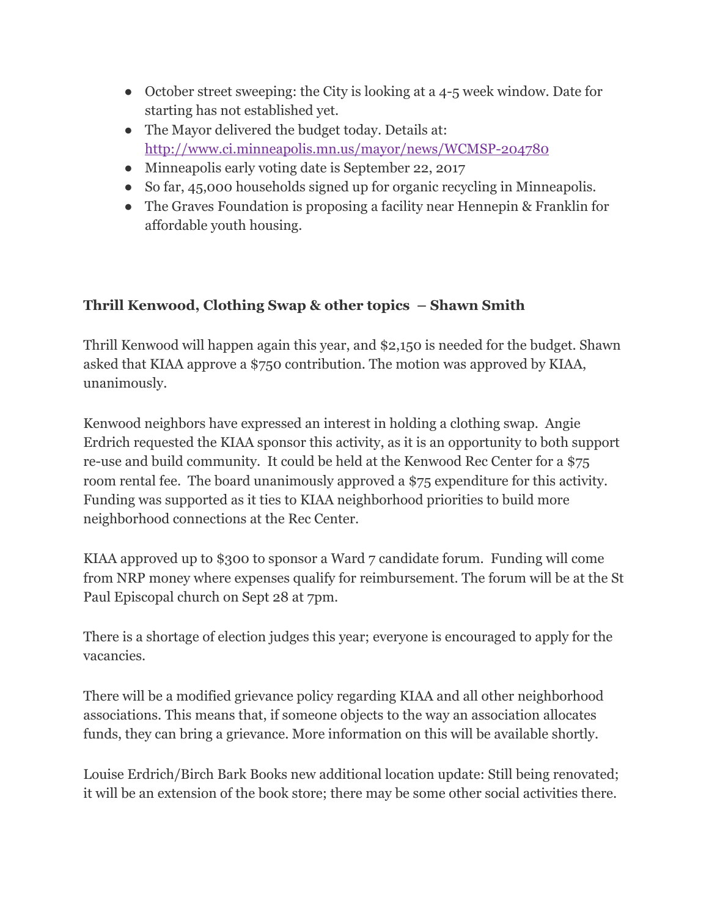- October street sweeping: the City is looking at a 4-5 week window. Date for starting has not established yet.
- The Mayor delivered the budget today. Details at: [http://www.ci.minneapolis.mn.us/mayor/news/WCMSP-204780](http://www.ci.minneapolis.mn.us/mayor/news/WCMSP-204780)
- Minneapolis early voting date is September 22, 2017
- So far, 45,000 households signed up for organic recycling in Minneapolis.
- The Graves Foundation is proposing a facility near Hennepin & Franklin for affordable youth housing.

**Thrill Kenwood, Clothing Swap & other topics – Shawn Smith**

Thrill Kenwood will happen again this year, and $2,150 is needed for the budget. Shawn asked that KIAA approve a $750 contribution. The motion was approved by KIAA, unanimously.

Kenwood neighbors have expressed an interest in holding a clothing swap. Angie Erdrich requested the KIAA sponsor this activity, as it is an opportunity to both support re-use and build community. It could be held at the Kenwood Rec Center for a $75 room rental fee. The board unanimously approved a $75 expenditure for this activity. Funding was supported as it ties to KIAA neighborhood priorities to build more neighborhood connections at the Rec Center.

KIAA approved up to $300 to sponsor a Ward 7 candidate forum. Funding will come from NRP money where expenses qualify for reimbursement. The forum will be at the St Paul Episcopal church on Sept 28 at 7pm.

There is a shortage of election judges this year; everyone is encouraged to apply for the vacancies.

There will be a modified grievance policy regarding KIAA and all other neighborhood associations. This means that, if someone objects to the way an association allocates funds, they can bring a grievance. More information on this will be available shortly.

Louise Erdrich/Birch Bark Books new additional location update: Still being renovated; it will be an extension of the book store; there may be some other social activities there.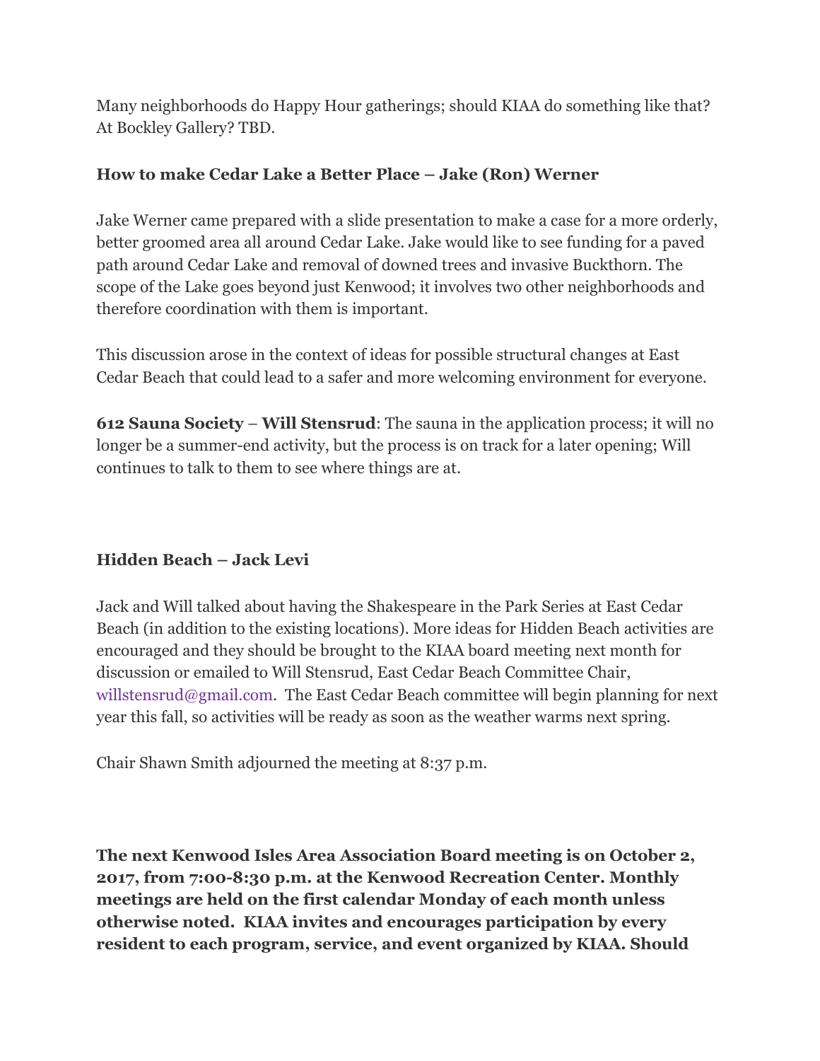Many neighborhoods do Happy Hour gatherings; should KIAA do something like that? At Bockley Gallery? TBD.

**How to make Cedar Lake a Better Place – Jake (Ron) Werner**

Jake Werner came prepared with a slide presentation to make a case for a more orderly, better groomed area all around Cedar Lake. Jake would like to see funding for a paved path around Cedar Lake and removal of downed trees and invasive Buckthorn. The scope of the Lake goes beyond just Kenwood; it involves two other neighborhoods and therefore coordination with them is important.

This discussion arose in the context of ideas for possible structural changes at East Cedar Beach that could lead to a safer and more welcoming environment for everyone.

**612 Sauna Society** – **Will Stensrud**: The sauna in the application process; it will no longer be a summer-end activity, but the process is on track for a later opening; Will continues to talk to them to see where things are at.

**Hidden Beach – Jack Levi**

Jack and Will talked about having the Shakespeare in the Park Series at East Cedar Beach (in addition to the existing locations). More ideas for Hidden Beach activities are encouraged and they should be brought to the KIAA board meeting next month for discussion or emailed to Will Stensrud, East Cedar Beach Committee Chair, willstensrud@gmail.com. The East Cedar Beach committee will begin planning for next year this fall, so activities will be ready as soon as the weather warms next spring.

Chair Shawn Smith adjourned the meeting at 8:37 p.m.

**The next Kenwood Isles Area Association Board meeting is on October 2, 2017, from 7:00-8:30 p.m. at the Kenwood Recreation Center. Monthly meetings are held on the first calendar Monday of each month unless otherwise noted. KIAA invites and encourages participation by every resident to each program, service, and event organized by KIAA. Should**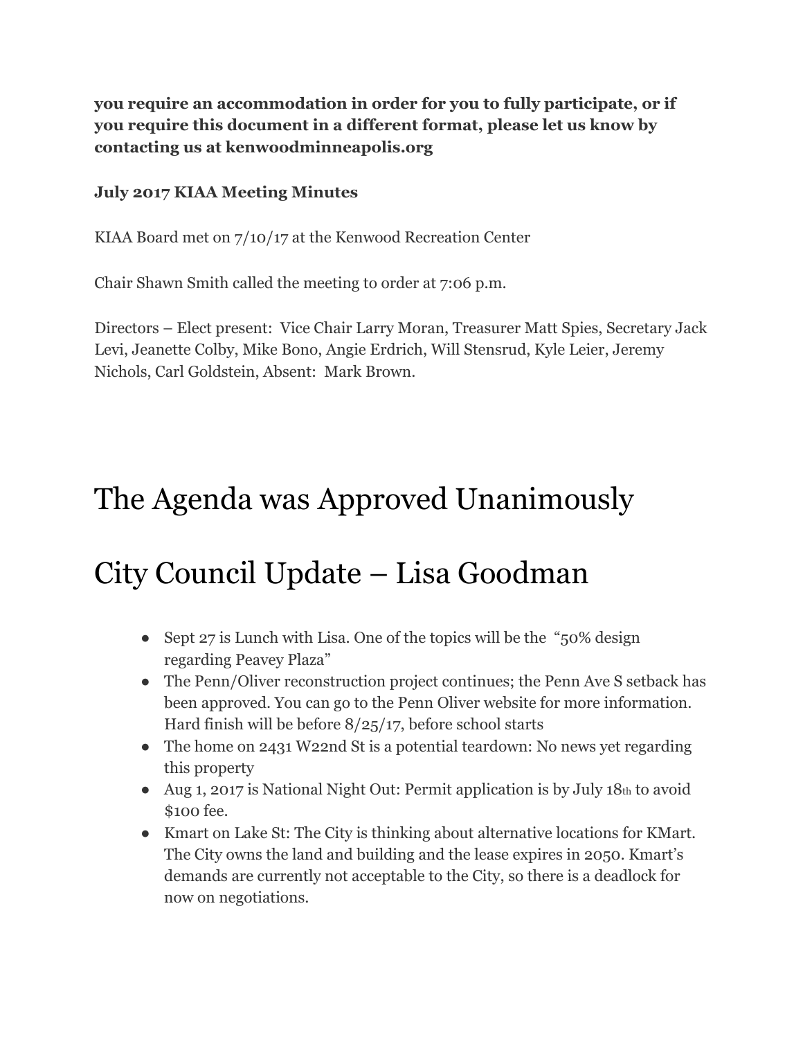**you require an accommodation in order for you to fully participate, or if you require this document in a different format, please let us know by contacting us at kenwoodminneapolis.org**

**July 2017 KIAA Meeting Minutes**

KIAA Board met on 7/10/17 at the Kenwood Recreation Center

Chair Shawn Smith called the meeting to order at 7:06 p.m.

Directors – Elect present: Vice Chair Larry Moran, Treasurer Matt Spies, Secretary Jack Levi, Jeanette Colby, Mike Bono, Angie Erdrich, Will Stensrud, Kyle Leier, Jeremy Nichols, Carl Goldstein, Absent: Mark Brown.

# The Agenda was Approved Unanimously

# City Council Update – Lisa Goodman

- Sept 27 is Lunch with Lisa. One of the topics will be the "50% design regarding Peavey Plaza"
- The Penn/Oliver reconstruction project continues; the Penn Ave S setback has been approved. You can go to the Penn Oliver website for more information. Hard finish will be before 8/25/17, before school starts
- The home on 2431 W22nd St is a potential teardown: No news yet regarding this property
- Aug 1, 2017 is National Night Out: Permit application is by July 18th to avoid $100 fee.
- Kmart on Lake St: The City is thinking about alternative locations for KMart. The City owns the land and building and the lease expires in 2050. Kmart's demands are currently not acceptable to the City, so there is a deadlock for now on negotiations.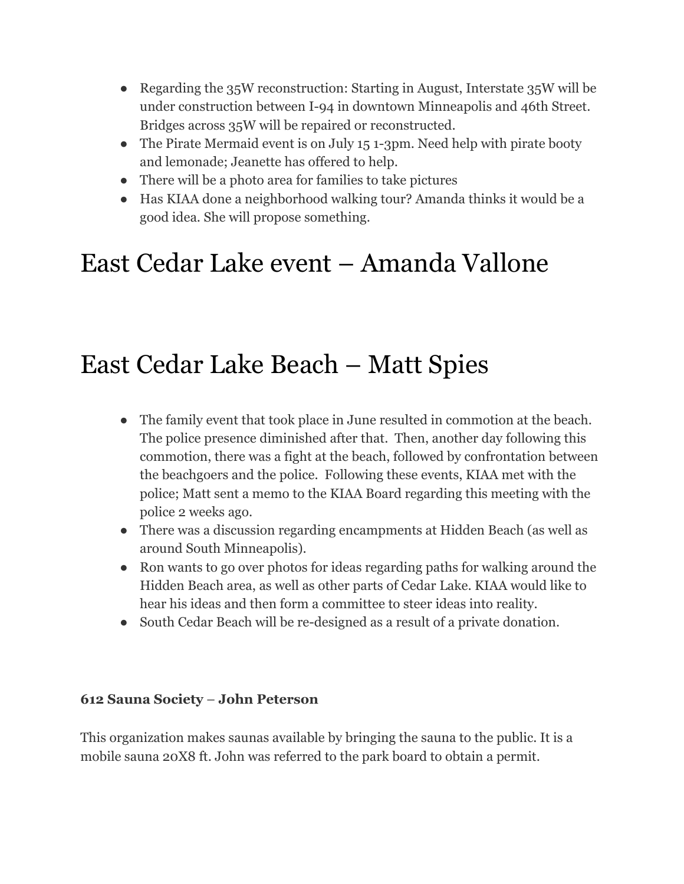- Regarding the 35W reconstruction: Starting in August, Interstate 35W will be under construction between I-94 in downtown Minneapolis and 46th Street. Bridges across 35W will be repaired or reconstructed.
- The Pirate Mermaid event is on July 15 1-3pm. Need help with pirate booty and lemonade; Jeanette has offered to help.
- There will be a photo area for families to take pictures
- Has KIAA done a neighborhood walking tour? Amanda thinks it would be a good idea. She will propose something.

# East Cedar Lake event – Amanda Vallone

# East Cedar Lake Beach – Matt Spies

- The family event that took place in June resulted in commotion at the beach. The police presence diminished after that. Then, another day following this commotion, there was a fight at the beach, followed by confrontation between the beachgoers and the police. Following these events, KIAA met with the police; Matt sent a memo to the KIAA Board regarding this meeting with the police 2 weeks ago.
- There was a discussion regarding encampments at Hidden Beach (as well as around South Minneapolis).
- Ron wants to go over photos for ideas regarding paths for walking around the Hidden Beach area, as well as other parts of Cedar Lake. KIAA would like to hear his ideas and then form a committee to steer ideas into reality.
- South Cedar Beach will be re-designed as a result of a private donation.

**612 Sauna Society – John Peterson**

This organization makes saunas available by bringing the sauna to the public. It is a mobile sauna 20X8 ft. John was referred to the park board to obtain a permit.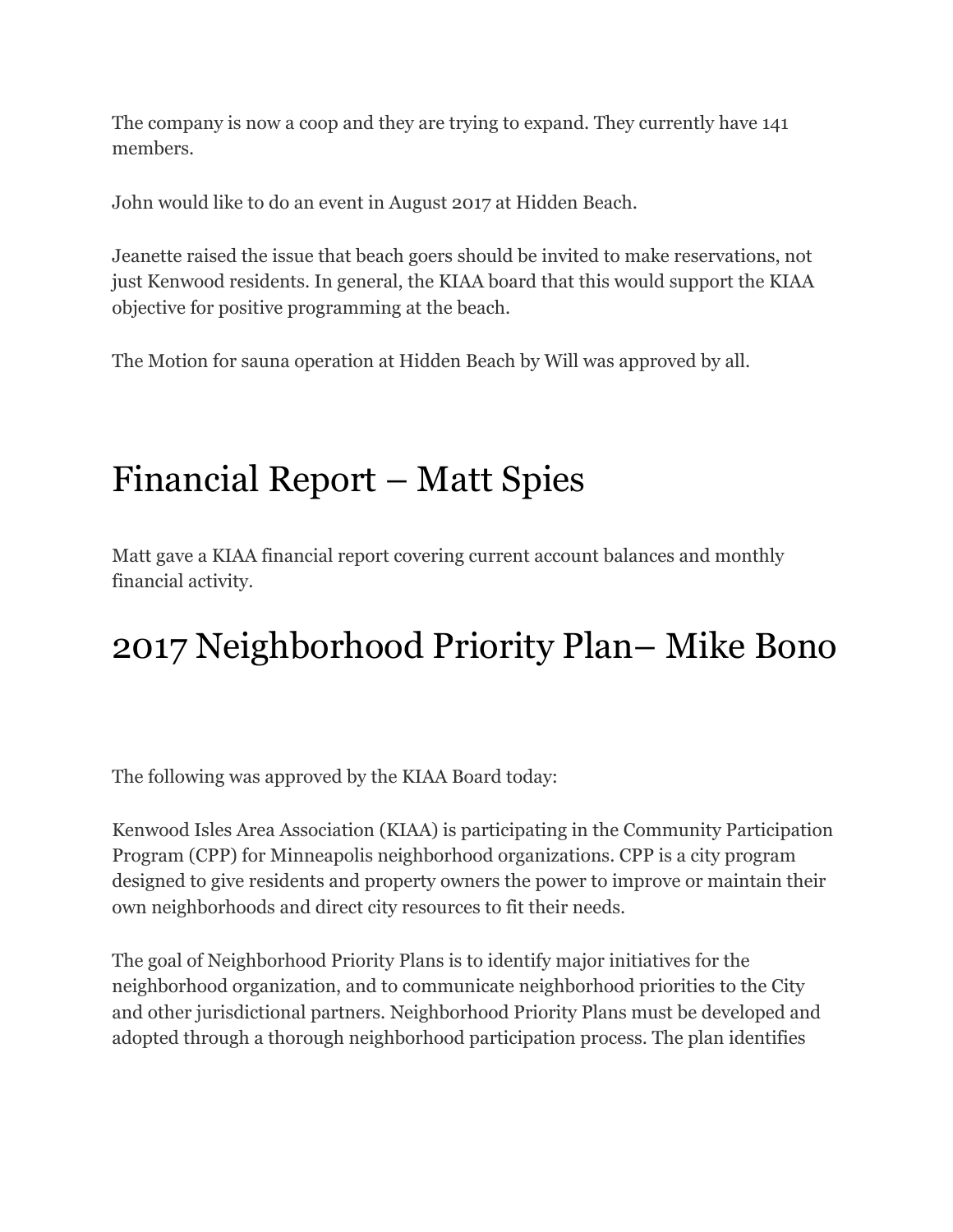The company is now a coop and they are trying to expand. They currently have 141 members.

John would like to do an event in August 2017 at Hidden Beach.

Jeanette raised the issue that beach goers should be invited to make reservations, not just Kenwood residents. In general, the KIAA board that this would support the KIAA objective for positive programming at the beach.

The Motion for sauna operation at Hidden Beach by Will was approved by all.

# Financial Report – Matt Spies

Matt gave a KIAA financial report covering current account balances and monthly financial activity.

# 2017 Neighborhood Priority Plan– Mike Bono

The following was approved by the KIAA Board today:

Kenwood Isles Area Association (KIAA) is participating in the Community Participation Program (CPP) for Minneapolis neighborhood organizations. CPP is a city program designed to give residents and property owners the power to improve or maintain their own neighborhoods and direct city resources to fit their needs.

The goal of Neighborhood Priority Plans is to identify major initiatives for the neighborhood organization, and to communicate neighborhood priorities to the City and other jurisdictional partners. Neighborhood Priority Plans must be developed and adopted through a thorough neighborhood participation process. The plan identifies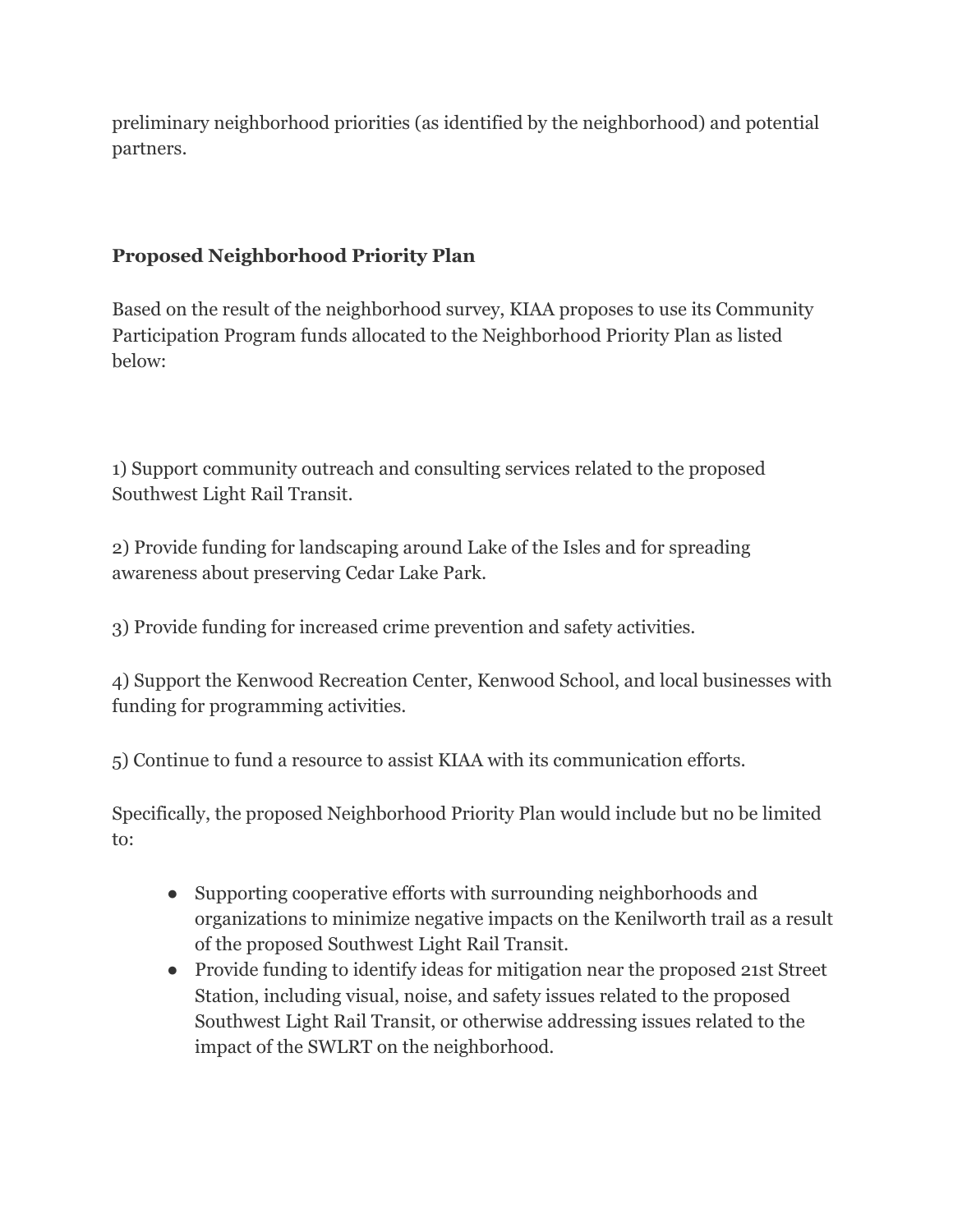preliminary neighborhood priorities (as identified by the neighborhood) and potential partners.

## Proposed Neighborhood Priority Plan

Based on the result of the neighborhood survey, KIAA proposes to use its Community Participation Program funds allocated to the Neighborhood Priority Plan as listed below:

1) Support community outreach and consulting services related to the proposed Southwest Light Rail Transit.

2) Provide funding for landscaping around Lake of the Isles and for spreading awareness about preserving Cedar Lake Park.

3) Provide funding for increased crime prevention and safety activities.

4) Support the Kenwood Recreation Center, Kenwood School, and local businesses with funding for programming activities.

5) Continue to fund a resource to assist KIAA with its communication efforts.

Specifically, the proposed Neighborhood Priority Plan would include but no be limited to:

- Supporting cooperative efforts with surrounding neighborhoods and organizations to minimize negative impacts on the Kenilworth trail as a result of the proposed Southwest Light Rail Transit.
- Provide funding to identify ideas for mitigation near the proposed 21st Street Station, including visual, noise, and safety issues related to the proposed Southwest Light Rail Transit, or otherwise addressing issues related to the impact of the SWLRT on the neighborhood.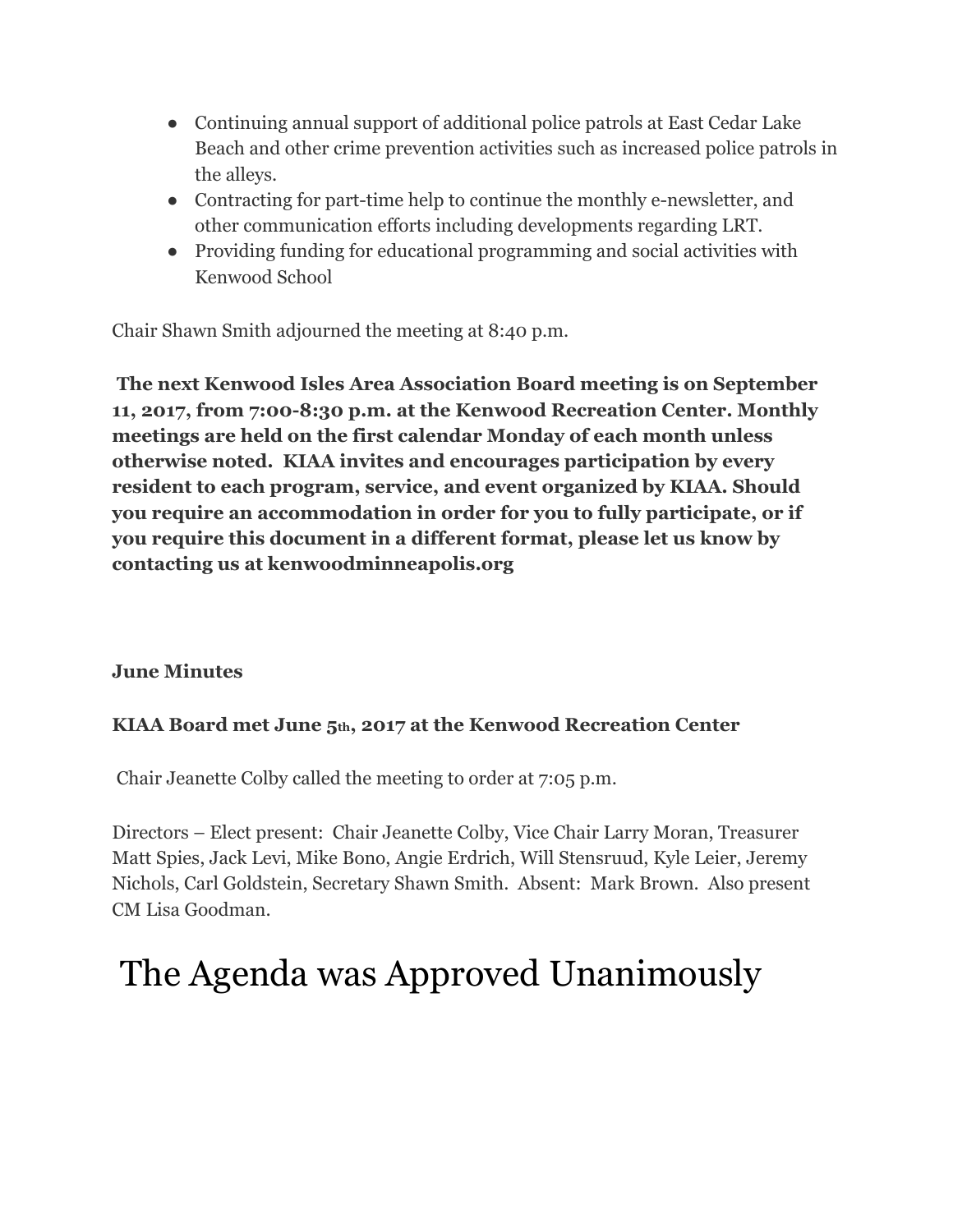- Continuing annual support of additional police patrols at East Cedar Lake Beach and other crime prevention activities such as increased police patrols in the alleys.
- Contracting for part-time help to continue the monthly e-newsletter, and other communication efforts including developments regarding LRT.
- Providing funding for educational programming and social activities with Kenwood School

Chair Shawn Smith adjourned the meeting at 8:40 p.m.

**The next Kenwood Isles Area Association Board meeting is on September 11, 2017, from 7:00-8:30 p.m. at the Kenwood Recreation Center. Monthly meetings are held on the first calendar Monday of each month unless otherwise noted. KIAA invites and encourages participation by every resident to each program, service, and event organized by KIAA. Should you require an accommodation in order for you to fully participate, or if you require this document in a different format, please let us know by contacting us at kenwoodminneapolis.org**

**June Minutes**

**KIAA Board met June 5th, 2017 at the Kenwood Recreation Center**

Chair Jeanette Colby called the meeting to order at 7:05 p.m.

Directors – Elect present: Chair Jeanette Colby, Vice Chair Larry Moran, Treasurer Matt Spies, Jack Levi, Mike Bono, Angie Erdrich, Will Stensruud, Kyle Leier, Jeremy Nichols, Carl Goldstein, Secretary Shawn Smith. Absent: Mark Brown. Also present CM Lisa Goodman.

# The Agenda was Approved Unanimously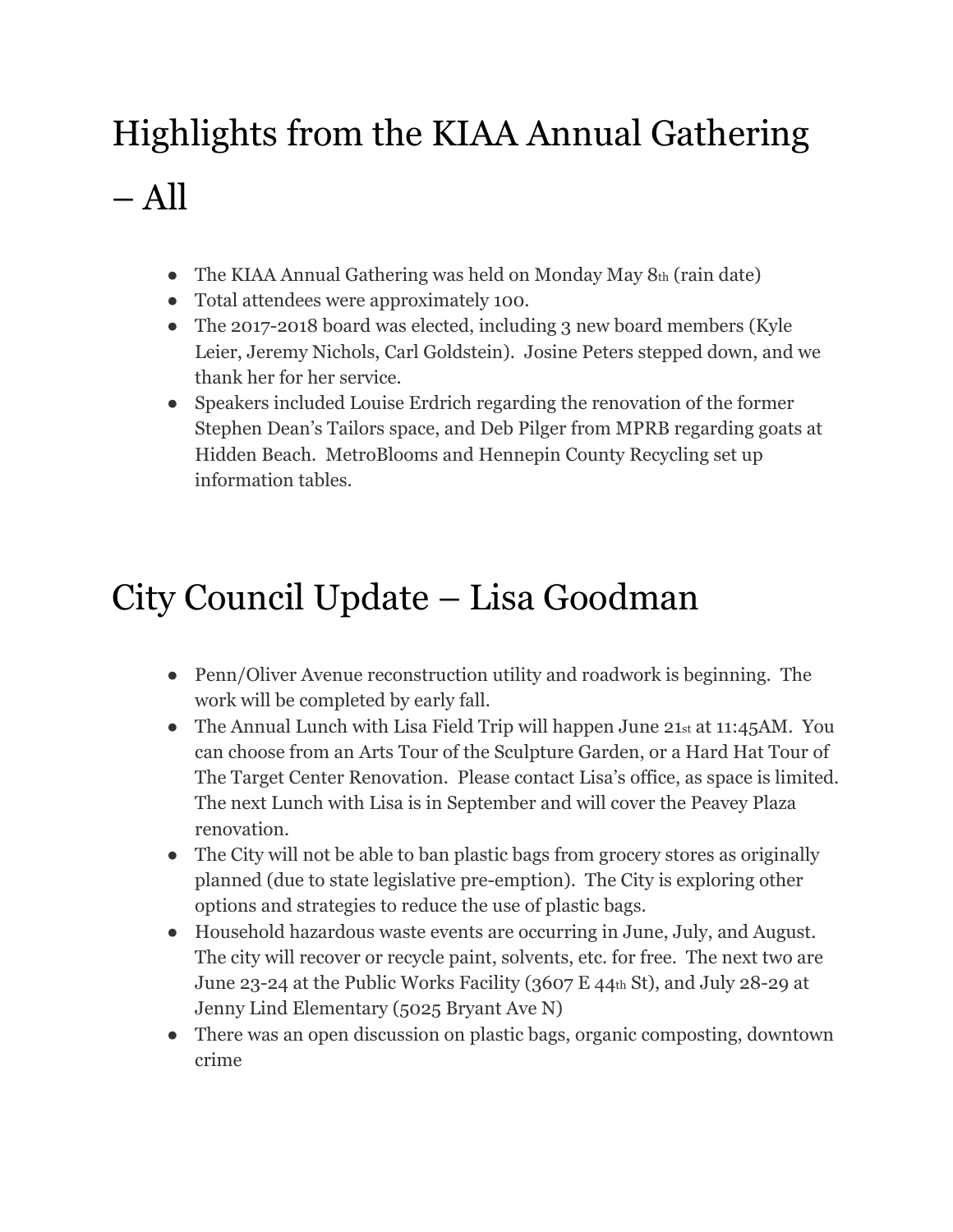# Highlights from the KIAA Annual Gathering – All

- The KIAA Annual Gathering was held on Monday May 8th (rain date)
- Total attendees were approximately 100.
- The 2017-2018 board was elected, including 3 new board members (Kyle Leier, Jeremy Nichols, Carl Goldstein). Josine Peters stepped down, and we thank her for her service.
- Speakers included Louise Erdrich regarding the renovation of the former Stephen Dean's Tailors space, and Deb Pilger from MPRB regarding goats at Hidden Beach. MetroBlooms and Hennepin County Recycling set up information tables.

# City Council Update – Lisa Goodman

- Penn/Oliver Avenue reconstruction utility and roadwork is beginning. The work will be completed by early fall.
- The Annual Lunch with Lisa Field Trip will happen June 21st at 11:45AM. You can choose from an Arts Tour of the Sculpture Garden, or a Hard Hat Tour of The Target Center Renovation. Please contact Lisa's office, as space is limited. The next Lunch with Lisa is in September and will cover the Peavey Plaza renovation.
- The City will not be able to ban plastic bags from grocery stores as originally planned (due to state legislative pre-emption). The City is exploring other options and strategies to reduce the use of plastic bags.
- Household hazardous waste events are occurring in June, July, and August. The city will recover or recycle paint, solvents, etc. for free. The next two are June 23-24 at the Public Works Facility (3607 E 44th St), and July 28-29 at Jenny Lind Elementary (5025 Bryant Ave N)
- There was an open discussion on plastic bags, organic composting, downtown crime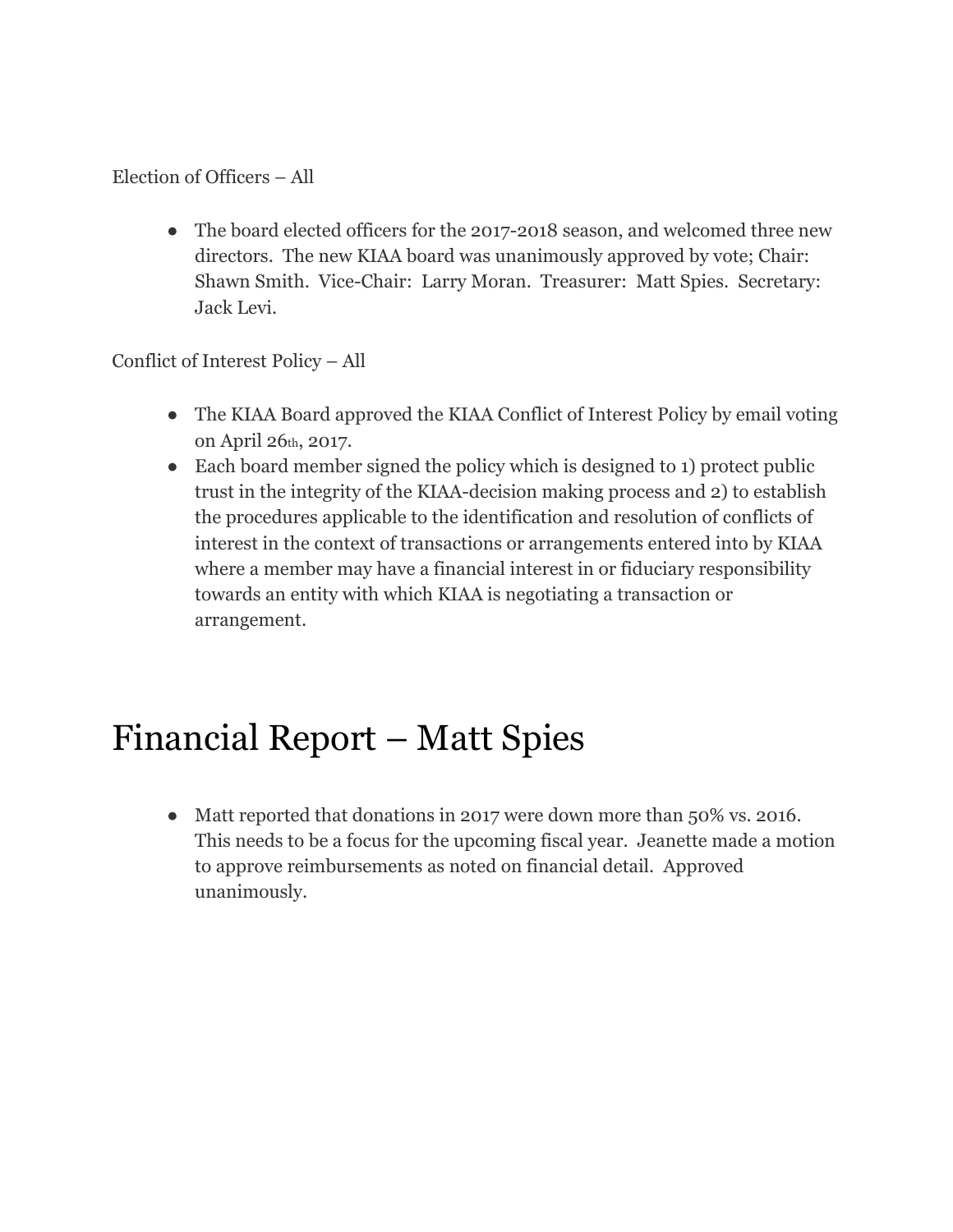Election of Officers – All

- The board elected officers for the 2017-2018 season, and welcomed three new directors. The new KIAA board was unanimously approved by vote; Chair: Shawn Smith. Vice-Chair: Larry Moran. Treasurer: Matt Spies. Secretary: Jack Levi.

Conflict of Interest Policy – All

- The KIAA Board approved the KIAA Conflict of Interest Policy by email voting on April 26th, 2017.
- Each board member signed the policy which is designed to 1) protect public trust in the integrity of the KIAA-decision making process and 2) to establish the procedures applicable to the identification and resolution of conflicts of interest in the context of transactions or arrangements entered into by KIAA where a member may have a financial interest in or fiduciary responsibility towards an entity with which KIAA is negotiating a transaction or arrangement.

# Financial Report – Matt Spies

- Matt reported that donations in 2017 were down more than 50% vs. 2016. This needs to be a focus for the upcoming fiscal year. Jeanette made a motion to approve reimbursements as noted on financial detail. Approved unanimously.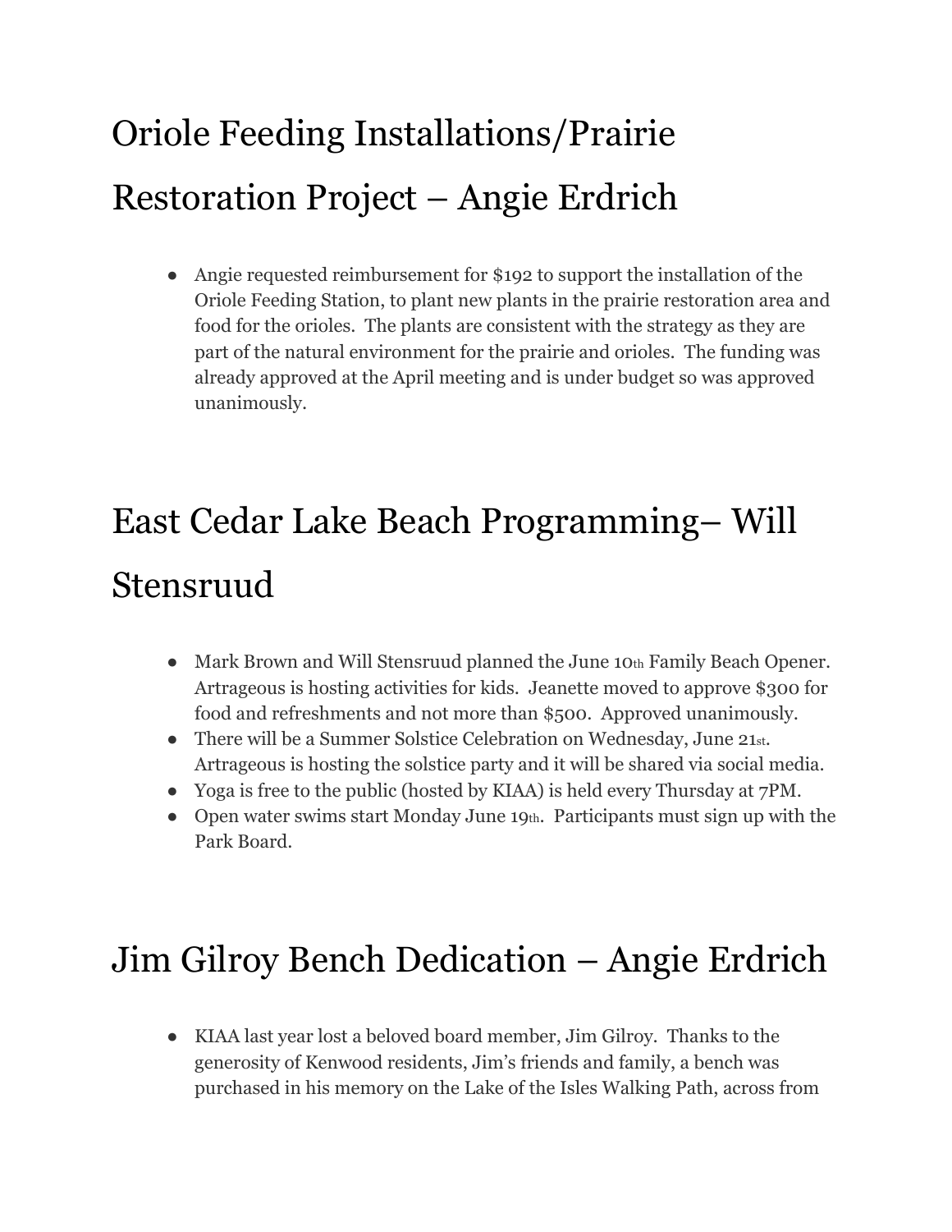# Oriole Feeding Installations/Prairie Restoration Project – Angie Erdrich

- Angie requested reimbursement for $192 to support the installation of the Oriole Feeding Station, to plant new plants in the prairie restoration area and food for the orioles.  The plants are consistent with the strategy as they are part of the natural environment for the prairie and orioles.  The funding was already approved at the April meeting and is under budget so was approved unanimously.

# East Cedar Lake Beach Programming– Will Stensruud

- Mark Brown and Will Stensruud planned the June 10th Family Beach Opener.  Artrageous is hosting activities for kids.  Jeanette moved to approve $300 for food and refreshments and not more than $500.  Approved unanimously.
- There will be a Summer Solstice Celebration on Wednesday, June 21st.  Artrageous is hosting the solstice party and it will be shared via social media.
- Yoga is free to the public (hosted by KIAA) is held every Thursday at 7PM.
- Open water swims start Monday June 19th.  Participants must sign up with the Park Board.

# Jim Gilroy Bench Dedication – Angie Erdrich

- KIAA last year lost a beloved board member, Jim Gilroy.  Thanks to the generosity of Kenwood residents, Jim's friends and family, a bench was purchased in his memory on the Lake of the Isles Walking Path, across from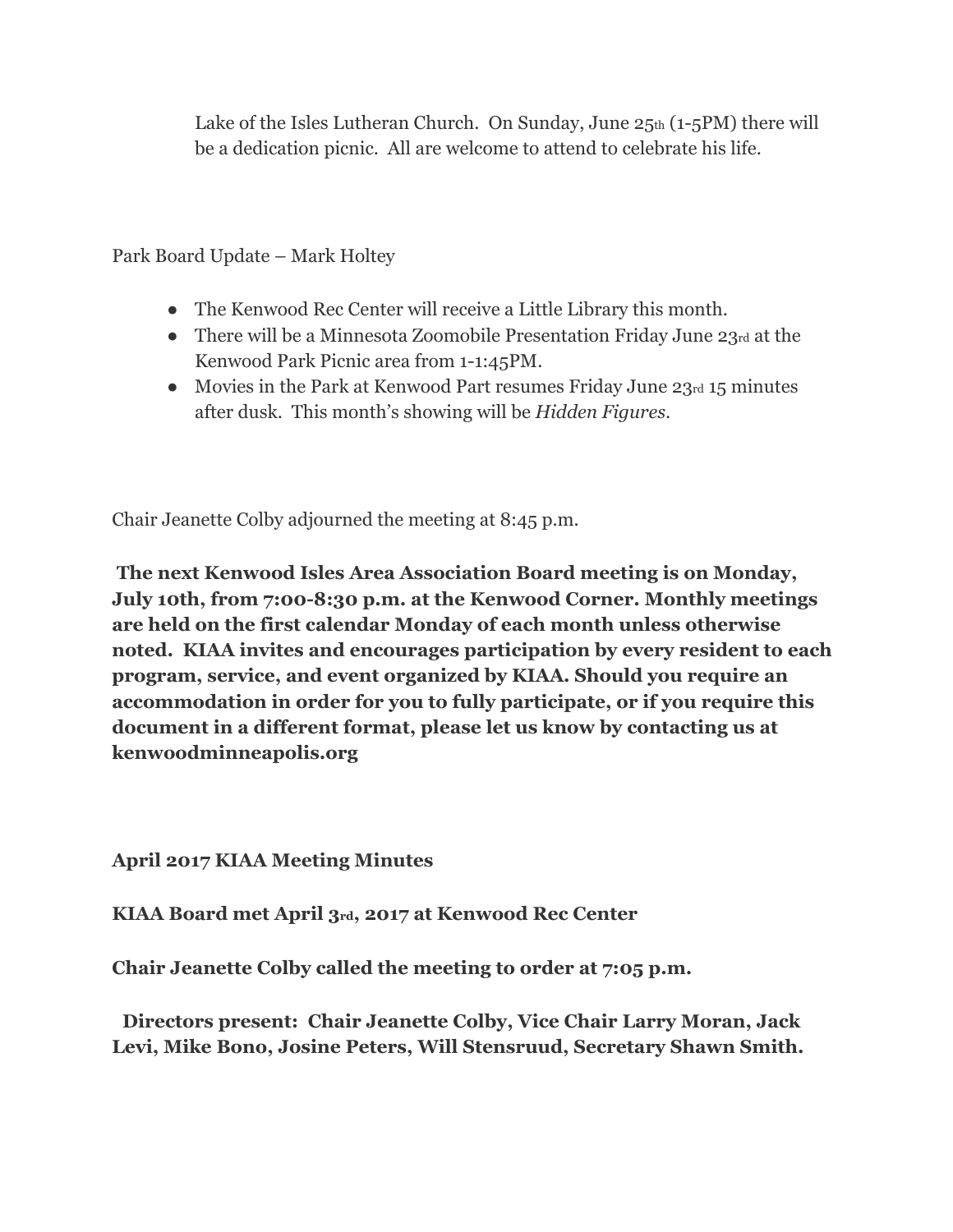Lake of the Isles Lutheran Church. On Sunday, June 25th (1-5PM) there will be a dedication picnic. All are welcome to attend to celebrate his life.

Park Board Update – Mark Holtey

- The Kenwood Rec Center will receive a Little Library this month.
- There will be a Minnesota Zoomobile Presentation Friday June 23rd at the Kenwood Park Picnic area from 1-1:45PM.
- Movies in the Park at Kenwood Part resumes Friday June 23rd 15 minutes after dusk. This month's showing will be *Hidden Figures*.

Chair Jeanette Colby adjourned the meeting at 8:45 p.m.

**The next Kenwood Isles Area Association Board meeting is on Monday, July 10th, from 7:00-8:30 p.m. at the Kenwood Corner. Monthly meetings are held on the first calendar Monday of each month unless otherwise noted. KIAA invites and encourages participation by every resident to each program, service, and event organized by KIAA. Should you require an accommodation in order for you to fully participate, or if you require this document in a different format, please let us know by contacting us at kenwoodminneapolis.org**

**April 2017 KIAA Meeting Minutes**

**KIAA Board met April 3rd, 2017 at Kenwood Rec Center**

**Chair Jeanette Colby called the meeting to order at 7:05 p.m.**

**Directors present: Chair Jeanette Colby, Vice Chair Larry Moran, Jack Levi, Mike Bono, Josine Peters, Will Stensruud, Secretary Shawn Smith.**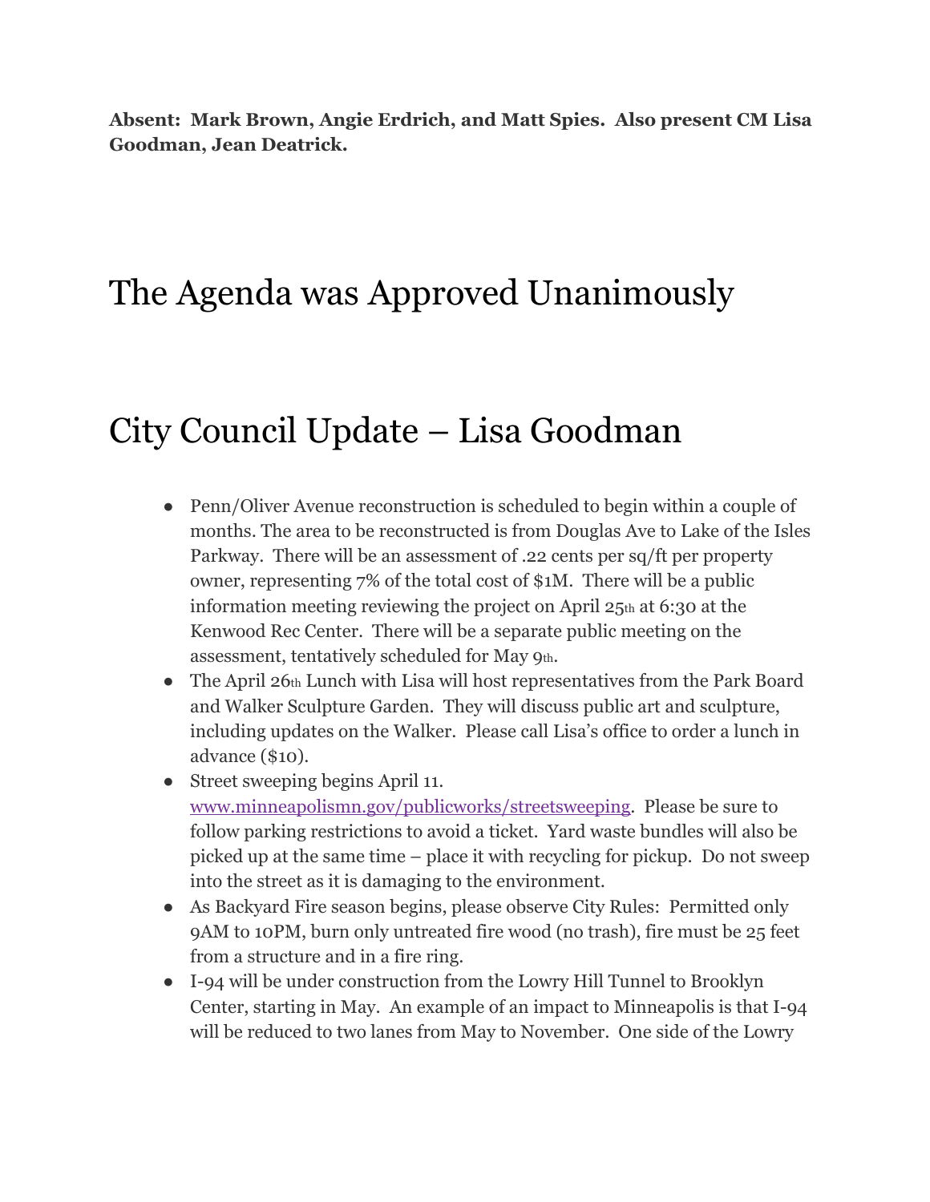**Absent: Mark Brown, Angie Erdrich, and Matt Spies. Also present CM Lisa Goodman, Jean Deatrick.**

# The Agenda was Approved Unanimously

# City Council Update – Lisa Goodman

- Penn/Oliver Avenue reconstruction is scheduled to begin within a couple of months. The area to be reconstructed is from Douglas Ave to Lake of the Isles Parkway. There will be an assessment of .22 cents per sq/ft per property owner, representing 7% of the total cost of $1M. There will be a public information meeting reviewing the project on April 25th at 6:30 at the Kenwood Rec Center. There will be a separate public meeting on the assessment, tentatively scheduled for May 9th.
- The April 26th Lunch with Lisa will host representatives from the Park Board and Walker Sculpture Garden. They will discuss public art and sculpture, including updates on the Walker. Please call Lisa's office to order a lunch in advance ($10).
- Street sweeping begins April 11. www.minneapolismn.gov/publicworks/streetsweeping. Please be sure to follow parking restrictions to avoid a ticket. Yard waste bundles will also be picked up at the same time – place it with recycling for pickup. Do not sweep into the street as it is damaging to the environment.
- As Backyard Fire season begins, please observe City Rules: Permitted only 9AM to 10PM, burn only untreated fire wood (no trash), fire must be 25 feet from a structure and in a fire ring.
- I-94 will be under construction from the Lowry Hill Tunnel to Brooklyn Center, starting in May. An example of an impact to Minneapolis is that I-94 will be reduced to two lanes from May to November. One side of the Lowry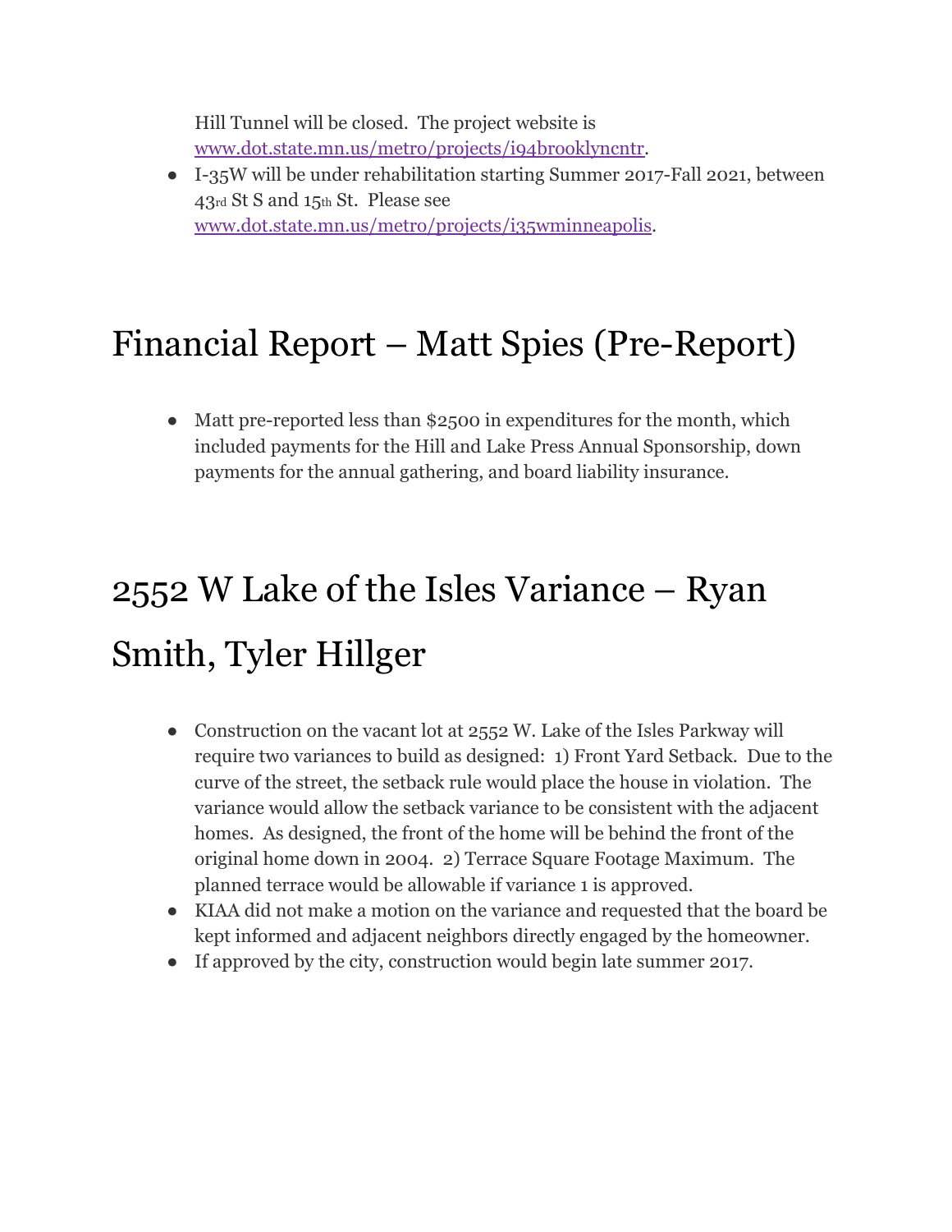Hill Tunnel will be closed. The project website is [www.dot.state.mn.us/metro/projects/i94brooklyncntr](http://www.dot.state.mn.us/metro/projects/i94brooklyncntr).

- I-35W will be under rehabilitation starting Summer 2017-Fall 2021, between 43rd St S and 15th St. Please see [www.dot.state.mn.us/metro/projects/i35wminneapolis](http://www.dot.state.mn.us/metro/projects/i35wminneapolis).

# Financial Report – Matt Spies (Pre-Report)

- Matt pre-reported less than $2500 in expenditures for the month, which included payments for the Hill and Lake Press Annual Sponsorship, down payments for the annual gathering, and board liability insurance.

# 2552 W Lake of the Isles Variance – Ryan Smith, Tyler Hillger

- Construction on the vacant lot at 2552 W. Lake of the Isles Parkway will require two variances to build as designed: 1) Front Yard Setback. Due to the curve of the street, the setback rule would place the house in violation. The variance would allow the setback variance to be consistent with the adjacent homes. As designed, the front of the home will be behind the front of the original home down in 2004. 2) Terrace Square Footage Maximum. The planned terrace would be allowable if variance 1 is approved.
- KIAA did not make a motion on the variance and requested that the board be kept informed and adjacent neighbors directly engaged by the homeowner.
- If approved by the city, construction would begin late summer 2017.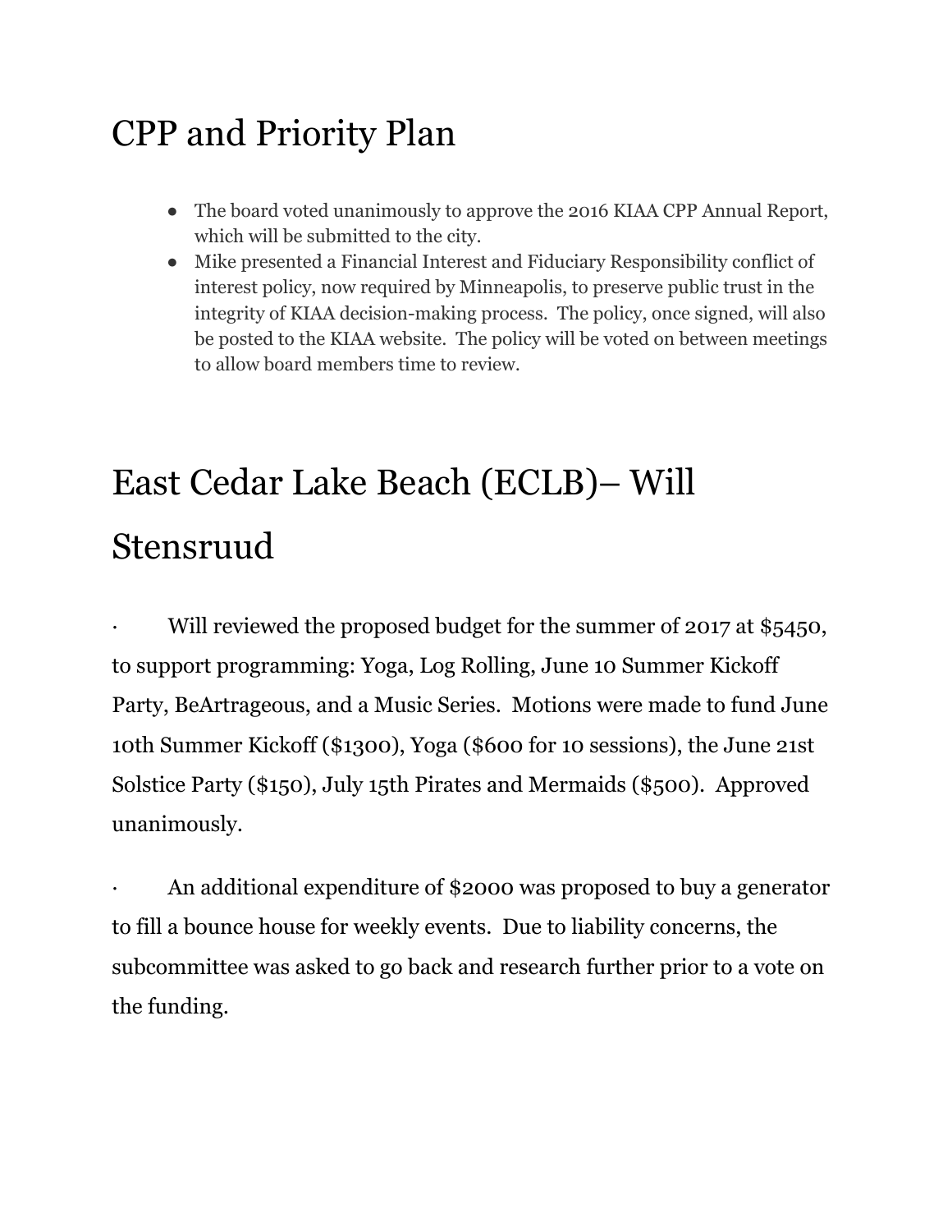# CPP and Priority Plan

- The board voted unanimously to approve the 2016 KIAA CPP Annual Report, which will be submitted to the city.
- Mike presented a Financial Interest and Fiduciary Responsibility conflict of interest policy, now required by Minneapolis, to preserve public trust in the integrity of KIAA decision-making process. The policy, once signed, will also be posted to the KIAA website. The policy will be voted on between meetings to allow board members time to review.

# East Cedar Lake Beach (ECLB)– Will Stensruud

· Will reviewed the proposed budget for the summer of 2017 at $5450, to support programming: Yoga, Log Rolling, June 10 Summer Kickoff Party, BeArtrageous, and a Music Series. Motions were made to fund June 10th Summer Kickoff ($1300), Yoga ($600 for 10 sessions), the June 21st Solstice Party ($150), July 15th Pirates and Mermaids ($500). Approved unanimously.

· An additional expenditure of $2000 was proposed to buy a generator to fill a bounce house for weekly events. Due to liability concerns, the subcommittee was asked to go back and research further prior to a vote on the funding.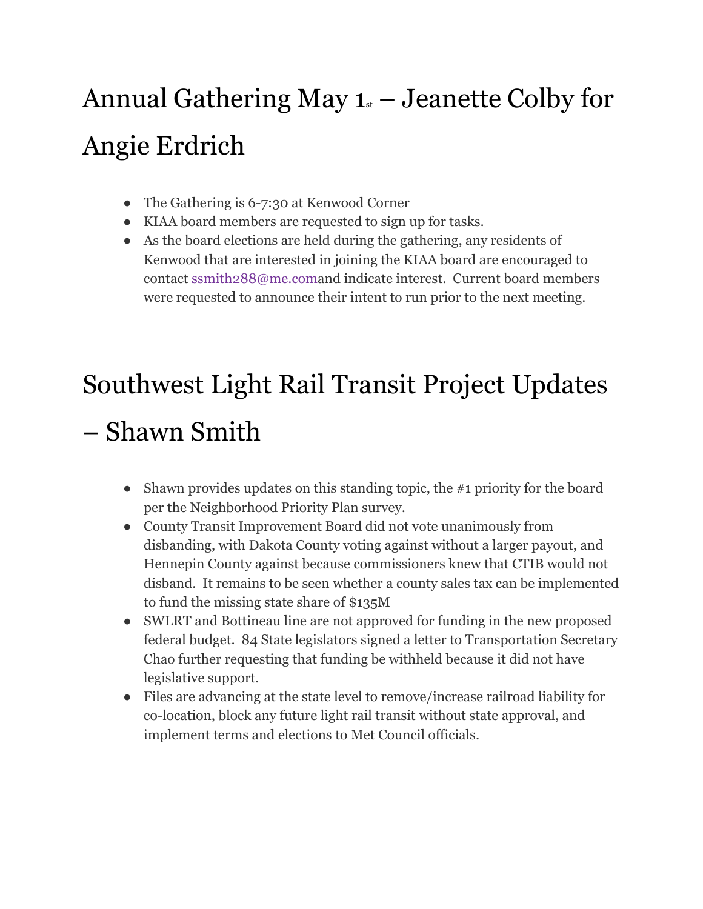# Annual Gathering May 1st – Jeanette Colby for Angie Erdrich

- The Gathering is 6-7:30 at Kenwood Corner
- KIAA board members are requested to sign up for tasks.
- As the board elections are held during the gathering, any residents of Kenwood that are interested in joining the KIAA board are encouraged to contact ssmith288@me.comand indicate interest. Current board members were requested to announce their intent to run prior to the next meeting.

# Southwest Light Rail Transit Project Updates – Shawn Smith

- Shawn provides updates on this standing topic, the #1 priority for the board per the Neighborhood Priority Plan survey.
- County Transit Improvement Board did not vote unanimously from disbanding, with Dakota County voting against without a larger payout, and Hennepin County against because commissioners knew that CTIB would not disband. It remains to be seen whether a county sales tax can be implemented to fund the missing state share of $135M
- SWLRT and Bottineau line are not approved for funding in the new proposed federal budget. 84 State legislators signed a letter to Transportation Secretary Chao further requesting that funding be withheld because it did not have legislative support.
- Files are advancing at the state level to remove/increase railroad liability for co-location, block any future light rail transit without state approval, and implement terms and elections to Met Council officials.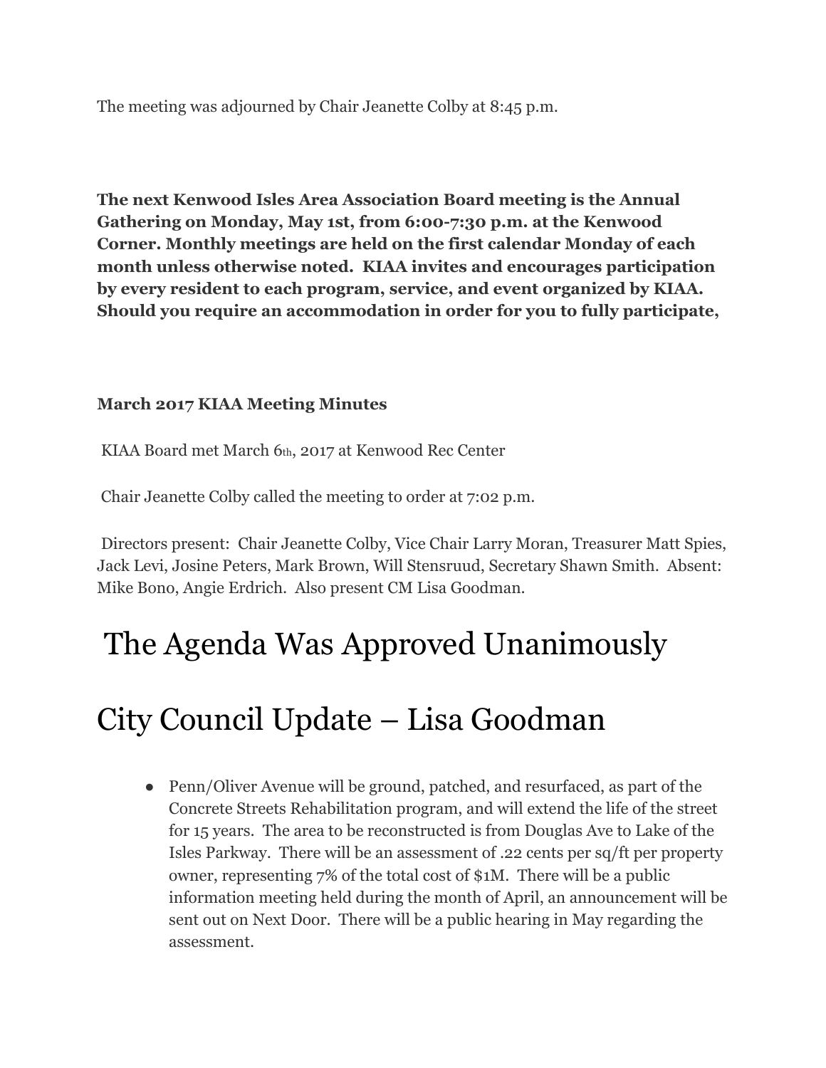The meeting was adjourned by Chair Jeanette Colby at 8:45 p.m.

**The next Kenwood Isles Area Association Board meeting is the Annual Gathering on Monday, May 1st, from 6:00-7:30 p.m. at the Kenwood Corner. Monthly meetings are held on the first calendar Monday of each month unless otherwise noted. KIAA invites and encourages participation by every resident to each program, service, and event organized by KIAA. Should you require an accommodation in order for you to fully participate,**

**March 2017 KIAA Meeting Minutes**

KIAA Board met March 6th, 2017 at Kenwood Rec Center

Chair Jeanette Colby called the meeting to order at 7:02 p.m.

Directors present: Chair Jeanette Colby, Vice Chair Larry Moran, Treasurer Matt Spies, Jack Levi, Josine Peters, Mark Brown, Will Stensruud, Secretary Shawn Smith. Absent: Mike Bono, Angie Erdrich. Also present CM Lisa Goodman.

# The Agenda Was Approved Unanimously

# City Council Update – Lisa Goodman

- Penn/Oliver Avenue will be ground, patched, and resurfaced, as part of the Concrete Streets Rehabilitation program, and will extend the life of the street for 15 years. The area to be reconstructed is from Douglas Ave to Lake of the Isles Parkway. There will be an assessment of .22 cents per sq/ft per property owner, representing 7% of the total cost of $1M. There will be a public information meeting held during the month of April, an announcement will be sent out on Next Door. There will be a public hearing in May regarding the assessment.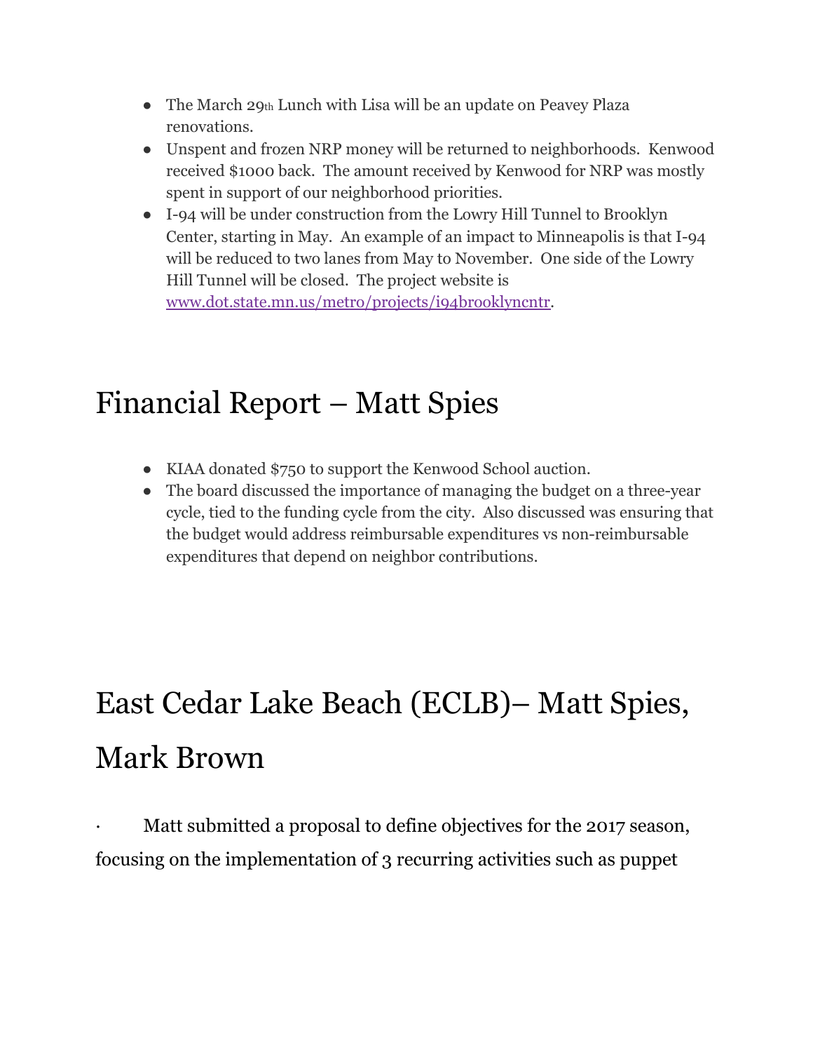- The March 29th Lunch with Lisa will be an update on Peavey Plaza renovations.
- Unspent and frozen NRP money will be returned to neighborhoods. Kenwood received $1000 back. The amount received by Kenwood for NRP was mostly spent in support of our neighborhood priorities.
- I-94 will be under construction from the Lowry Hill Tunnel to Brooklyn Center, starting in May. An example of an impact to Minneapolis is that I-94 will be reduced to two lanes from May to November. One side of the Lowry Hill Tunnel will be closed. The project website is [www.dot.state.mn.us/metro/projects/i94brooklyncntr](www.dot.state.mn.us/metro/projects/i94brooklyncntr).

# Financial Report – Matt Spies

- KIAA donated $750 to support the Kenwood School auction.
- The board discussed the importance of managing the budget on a three-year cycle, tied to the funding cycle from the city. Also discussed was ensuring that the budget would address reimbursable expenditures vs non-reimbursable expenditures that depend on neighbor contributions.

# East Cedar Lake Beach (ECLB)– Matt Spies, Mark Brown

- Matt submitted a proposal to define objectives for the 2017 season, focusing on the implementation of 3 recurring activities such as puppet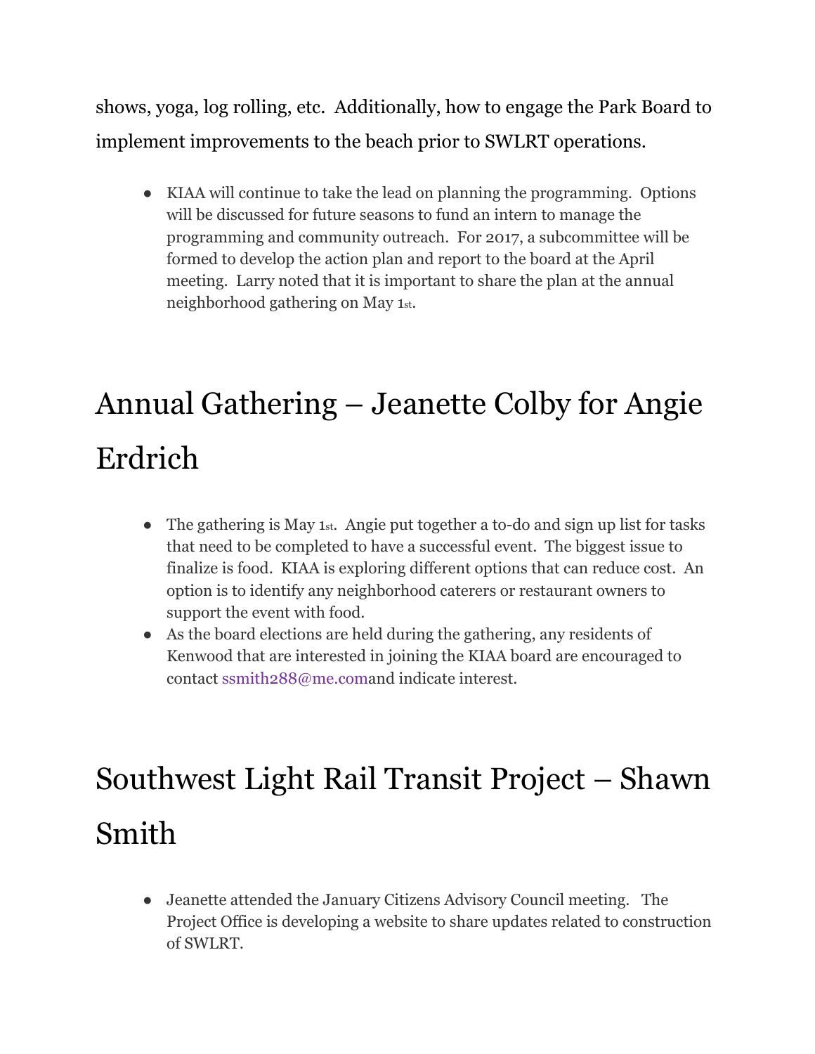shows, yoga, log rolling, etc. Additionally, how to engage the Park Board to implement improvements to the beach prior to SWLRT operations.

- KIAA will continue to take the lead on planning the programming. Options will be discussed for future seasons to fund an intern to manage the programming and community outreach. For 2017, a subcommittee will be formed to develop the action plan and report to the board at the April meeting. Larry noted that it is important to share the plan at the annual neighborhood gathering on May 1st.

# Annual Gathering – Jeanette Colby for Angie Erdrich

- The gathering is May 1st. Angie put together a to-do and sign up list for tasks that need to be completed to have a successful event. The biggest issue to finalize is food. KIAA is exploring different options that can reduce cost. An option is to identify any neighborhood caterers or restaurant owners to support the event with food.
- As the board elections are held during the gathering, any residents of Kenwood that are interested in joining the KIAA board are encouraged to contact ssmith288@me.comand indicate interest.

# Southwest Light Rail Transit Project – Shawn Smith

- Jeanette attended the January Citizens Advisory Council meeting. The Project Office is developing a website to share updates related to construction of SWLRT.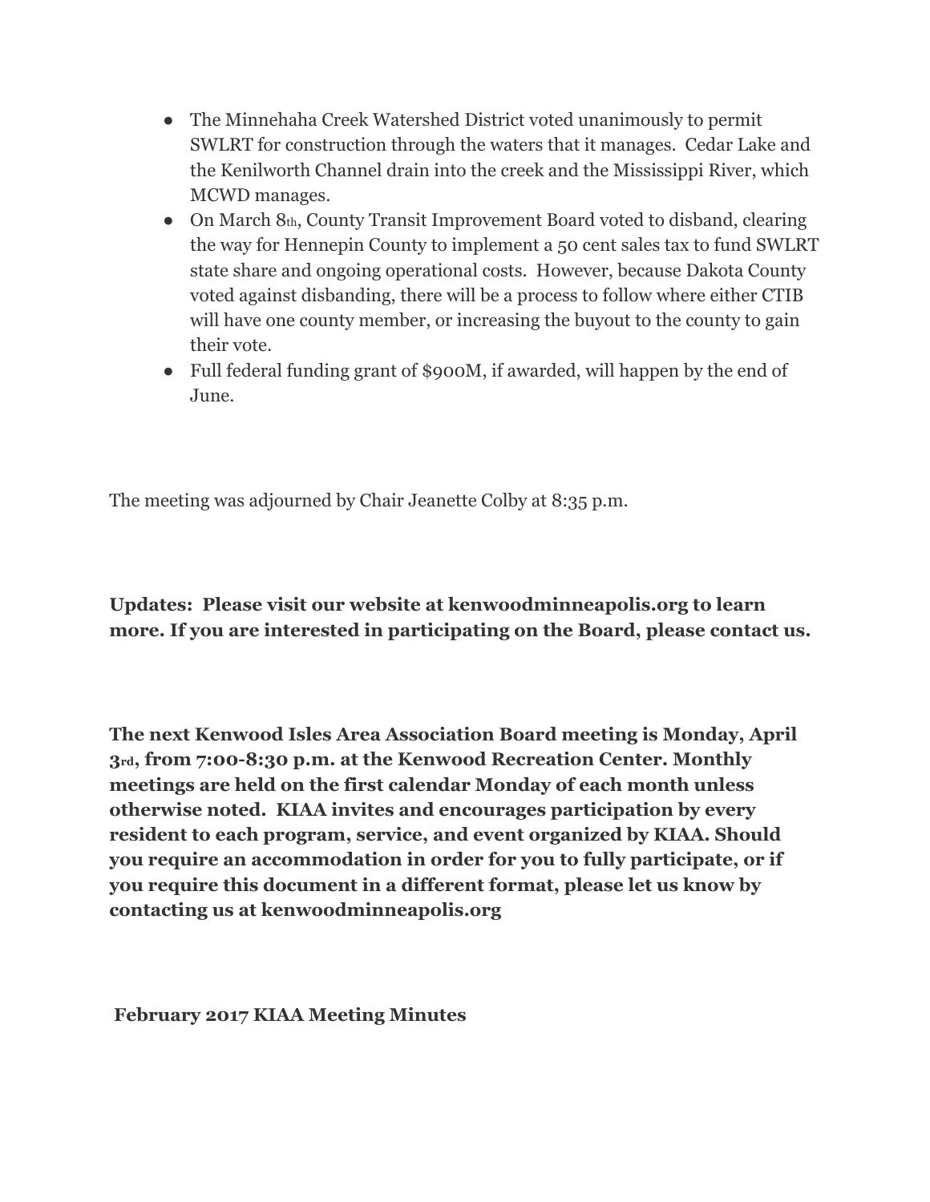- The Minnehaha Creek Watershed District voted unanimously to permit SWLRT for construction through the waters that it manages. Cedar Lake and the Kenilworth Channel drain into the creek and the Mississippi River, which MCWD manages.
- On March 8th, County Transit Improvement Board voted to disband, clearing the way for Hennepin County to implement a 50 cent sales tax to fund SWLRT state share and ongoing operational costs. However, because Dakota County voted against disbanding, there will be a process to follow where either CTIB will have one county member, or increasing the buyout to the county to gain their vote.
- Full federal funding grant of $900M, if awarded, will happen by the end of June.

The meeting was adjourned by Chair Jeanette Colby at 8:35 p.m.

**Updates: Please visit our website at kenwoodminneapolis.org to learn more. If you are interested in participating on the Board, please contact us.**

**The next Kenwood Isles Area Association Board meeting is Monday, April 3rd, from 7:00-8:30 p.m. at the Kenwood Recreation Center. Monthly meetings are held on the first calendar Monday of each month unless otherwise noted. KIAA invites and encourages participation by every resident to each program, service, and event organized by KIAA. Should you require an accommodation in order for you to fully participate, or if you require this document in a different format, please let us know by contacting us at kenwoodminneapolis.org**

**February 2017 KIAA Meeting Minutes**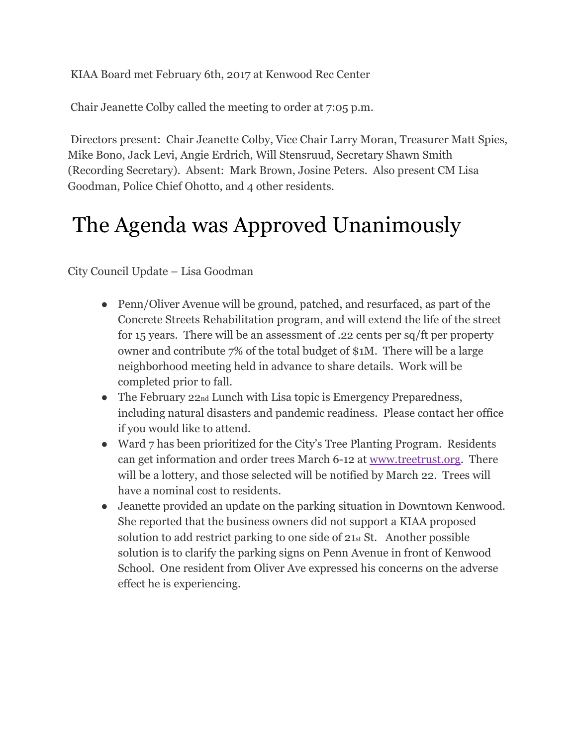KIAA Board met February 6th, 2017 at Kenwood Rec Center

Chair Jeanette Colby called the meeting to order at 7:05 p.m.

Directors present: Chair Jeanette Colby, Vice Chair Larry Moran, Treasurer Matt Spies, Mike Bono, Jack Levi, Angie Erdrich, Will Stensruud, Secretary Shawn Smith (Recording Secretary). Absent: Mark Brown, Josine Peters. Also present CM Lisa Goodman, Police Chief Ohotto, and 4 other residents.

# The Agenda was Approved Unanimously

City Council Update – Lisa Goodman

- Penn/Oliver Avenue will be ground, patched, and resurfaced, as part of the Concrete Streets Rehabilitation program, and will extend the life of the street for 15 years. There will be an assessment of .22 cents per sq/ft per property owner and contribute 7% of the total budget of $1M. There will be a large neighborhood meeting held in advance to share details. Work will be completed prior to fall.
- The February 22nd Lunch with Lisa topic is Emergency Preparedness, including natural disasters and pandemic readiness. Please contact her office if you would like to attend.
- Ward 7 has been prioritized for the City's Tree Planting Program. Residents can get information and order trees March 6-12 at www.treetrust.org. There will be a lottery, and those selected will be notified by March 22. Trees will have a nominal cost to residents.
- Jeanette provided an update on the parking situation in Downtown Kenwood. She reported that the business owners did not support a KIAA proposed solution to add restrict parking to one side of 21st St. Another possible solution is to clarify the parking signs on Penn Avenue in front of Kenwood School. One resident from Oliver Ave expressed his concerns on the adverse effect he is experiencing.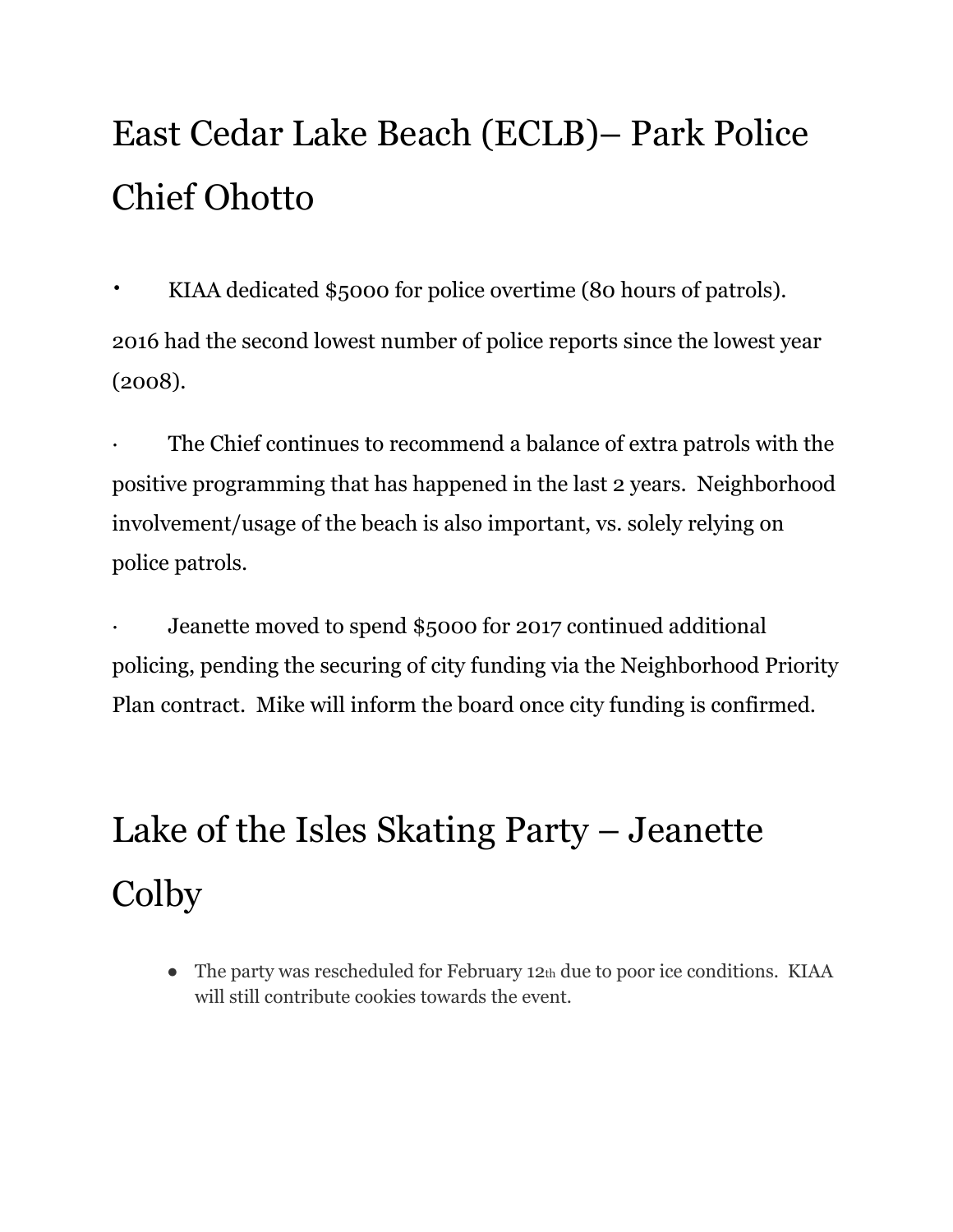# East Cedar Lake Beach (ECLB)– Park Police Chief Ohotto

- KIAA dedicated $5000 for police overtime (80 hours of patrols).

2016 had the second lowest number of police reports since the lowest year (2008).

- The Chief continues to recommend a balance of extra patrols with the positive programming that has happened in the last 2 years. Neighborhood involvement/usage of the beach is also important, vs. solely relying on police patrols.
- Jeanette moved to spend $5000 for 2017 continued additional policing, pending the securing of city funding via the Neighborhood Priority Plan contract. Mike will inform the board once city funding is confirmed.

# Lake of the Isles Skating Party – Jeanette Colby

- The party was rescheduled for February 12th due to poor ice conditions. KIAA will still contribute cookies towards the event.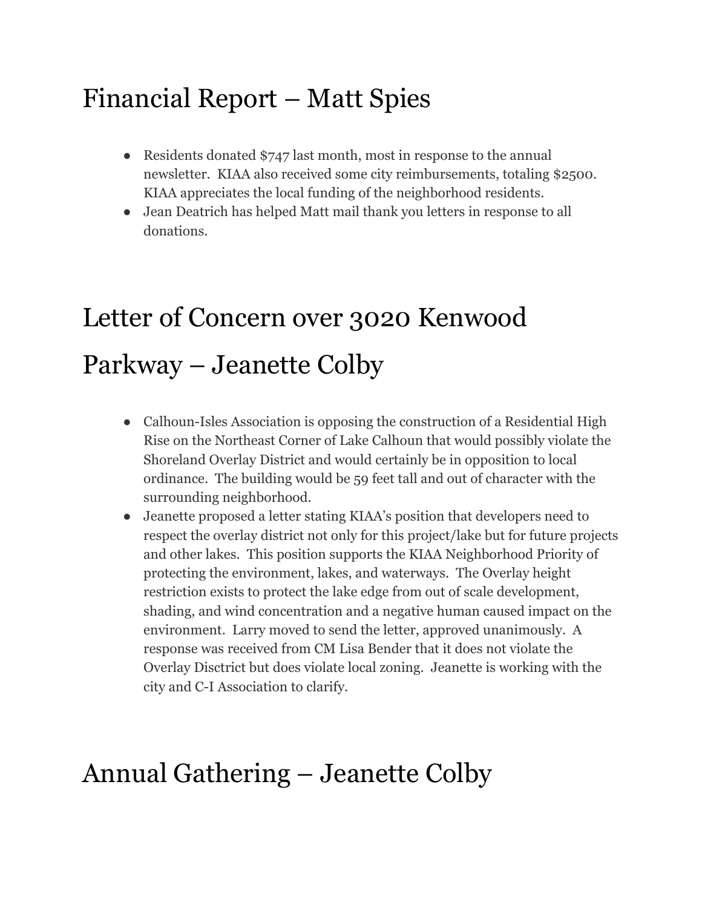# Financial Report – Matt Spies

- Residents donated $747 last month, most in response to the annual newsletter. KIAA also received some city reimbursements, totaling $2500. KIAA appreciates the local funding of the neighborhood residents.
- Jean Deatrich has helped Matt mail thank you letters in response to all donations.

# Letter of Concern over 3020 Kenwood Parkway – Jeanette Colby

- Calhoun-Isles Association is opposing the construction of a Residential High Rise on the Northeast Corner of Lake Calhoun that would possibly violate the Shoreland Overlay District and would certainly be in opposition to local ordinance. The building would be 59 feet tall and out of character with the surrounding neighborhood.
- Jeanette proposed a letter stating KIAA's position that developers need to respect the overlay district not only for this project/lake but for future projects and other lakes. This position supports the KIAA Neighborhood Priority of protecting the environment, lakes, and waterways. The Overlay height restriction exists to protect the lake edge from out of scale development, shading, and wind concentration and a negative human caused impact on the environment. Larry moved to send the letter, approved unanimously. A response was received from CM Lisa Bender that it does not violate the Overlay Disctrict but does violate local zoning. Jeanette is working with the city and C-I Association to clarify.

# Annual Gathering – Jeanette Colby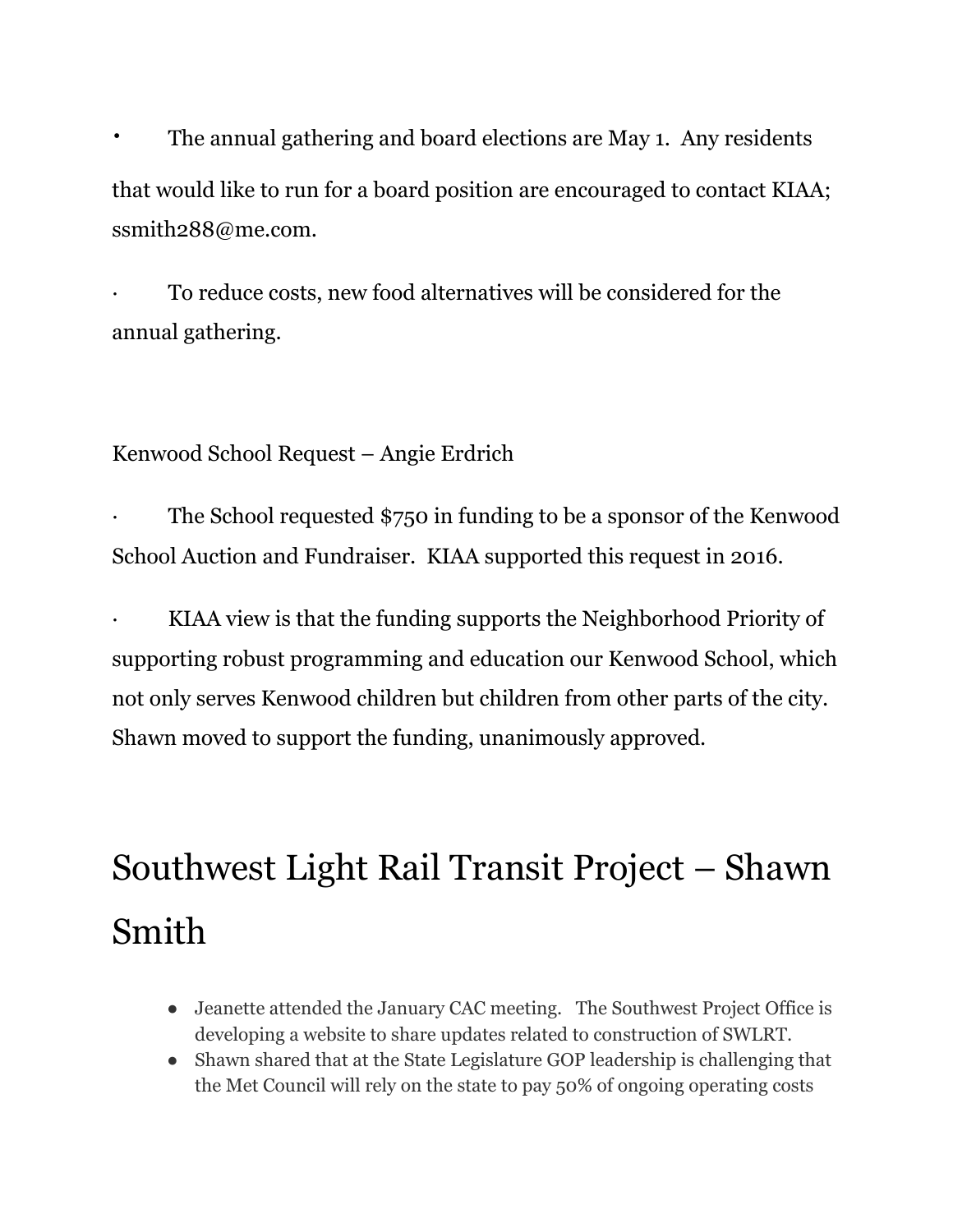- The annual gathering and board elections are May 1. Any residents that would like to run for a board position are encouraged to contact KIAA; ssmith288@me.com.

- To reduce costs, new food alternatives will be considered for the annual gathering.

Kenwood School Request – Angie Erdrich

- The School requested $750 in funding to be a sponsor of the Kenwood School Auction and Fundraiser. KIAA supported this request in 2016.

- KIAA view is that the funding supports the Neighborhood Priority of supporting robust programming and education our Kenwood School, which not only serves Kenwood children but children from other parts of the city. Shawn moved to support the funding, unanimously approved.

# Southwest Light Rail Transit Project – Shawn Smith

- Jeanette attended the January CAC meeting. The Southwest Project Office is developing a website to share updates related to construction of SWLRT.
- Shawn shared that at the State Legislature GOP leadership is challenging that the Met Council will rely on the state to pay 50% of ongoing operating costs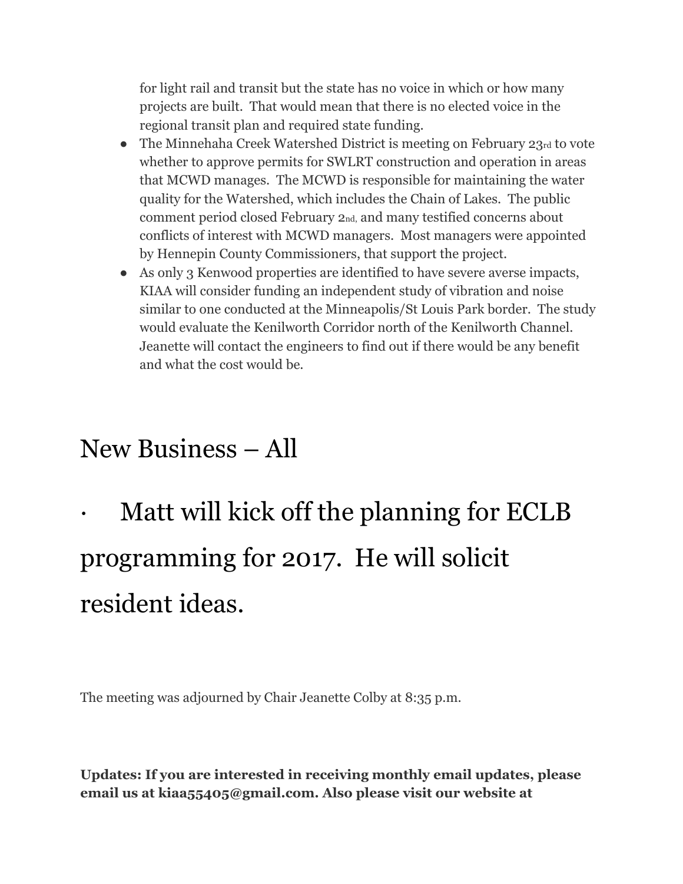for light rail and transit but the state has no voice in which or how many projects are built. That would mean that there is no elected voice in the regional transit plan and required state funding.

- The Minnehaha Creek Watershed District is meeting on February 23rd to vote whether to approve permits for SWLRT construction and operation in areas that MCWD manages. The MCWD is responsible for maintaining the water quality for the Watershed, which includes the Chain of Lakes. The public comment period closed February 2nd, and many testified concerns about conflicts of interest with MCWD managers. Most managers were appointed by Hennepin County Commissioners, that support the project.
- As only 3 Kenwood properties are identified to have severe averse impacts, KIAA will consider funding an independent study of vibration and noise similar to one conducted at the Minneapolis/St Louis Park border. The study would evaluate the Kenilworth Corridor north of the Kenilworth Channel. Jeanette will contact the engineers to find out if there would be any benefit and what the cost would be.

# New Business – All

# · Matt will kick off the planning for ECLB programming for 2017. He will solicit resident ideas.

The meeting was adjourned by Chair Jeanette Colby at 8:35 p.m.

**Updates: If you are interested in receiving monthly email updates, please email us at kiaa55405@gmail.com. Also please visit our website at**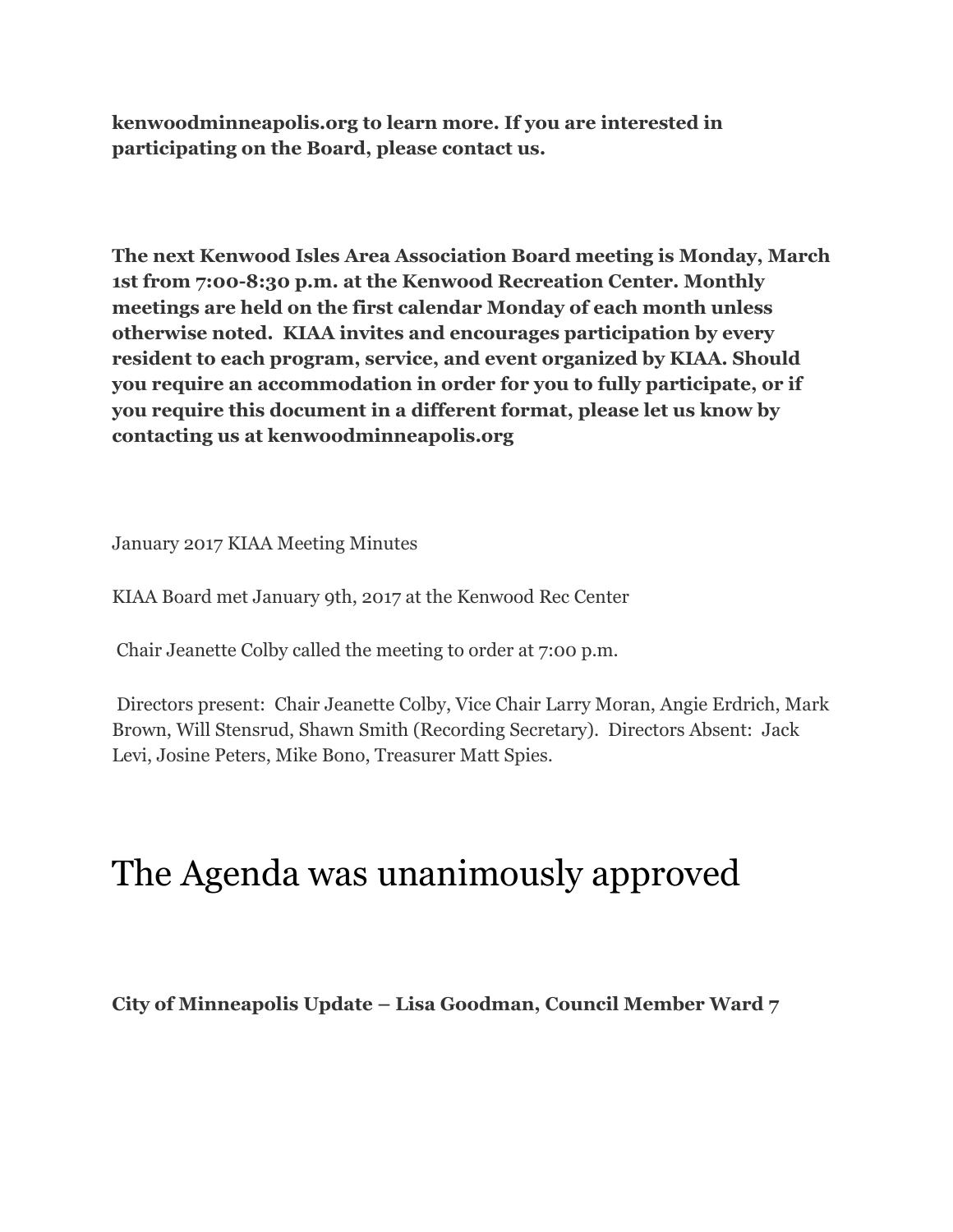**kenwoodminneapolis.org to learn more. If you are interested in participating on the Board, please contact us.**

**The next Kenwood Isles Area Association Board meeting is Monday, March 1st from 7:00-8:30 p.m. at the Kenwood Recreation Center. Monthly meetings are held on the first calendar Monday of each month unless otherwise noted. KIAA invites and encourages participation by every resident to each program, service, and event organized by KIAA. Should you require an accommodation in order for you to fully participate, or if you require this document in a different format, please let us know by contacting us at kenwoodminneapolis.org**

January 2017 KIAA Meeting Minutes

KIAA Board met January 9th, 2017 at the Kenwood Rec Center

Chair Jeanette Colby called the meeting to order at 7:00 p.m.

Directors present: Chair Jeanette Colby, Vice Chair Larry Moran, Angie Erdrich, Mark Brown, Will Stensrud, Shawn Smith (Recording Secretary). Directors Absent: Jack Levi, Josine Peters, Mike Bono, Treasurer Matt Spies.

# The Agenda was unanimously approved

**City of Minneapolis Update – Lisa Goodman, Council Member Ward 7**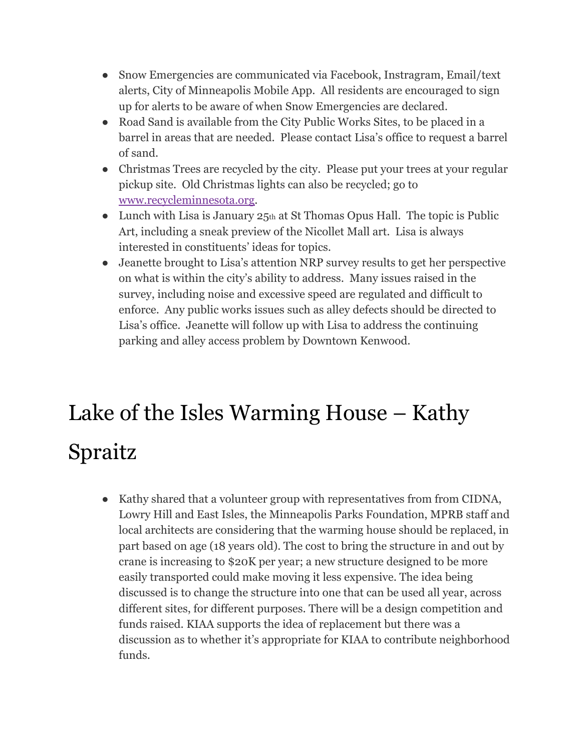- Snow Emergencies are communicated via Facebook, Instragram, Email/text alerts, City of Minneapolis Mobile App.  All residents are encouraged to sign up for alerts to be aware of when Snow Emergencies are declared.
- Road Sand is available from the City Public Works Sites, to be placed in a barrel in areas that are needed.  Please contact Lisa's office to request a barrel of sand.
- Christmas Trees are recycled by the city.  Please put your trees at your regular pickup site.  Old Christmas lights can also be recycled; go to www.recycleminnesota.org.
- Lunch with Lisa is January 25th at St Thomas Opus Hall.  The topic is Public Art, including a sneak preview of the Nicollet Mall art.  Lisa is always interested in constituents' ideas for topics.
- Jeanette brought to Lisa's attention NRP survey results to get her perspective on what is within the city's ability to address.  Many issues raised in the survey, including noise and excessive speed are regulated and difficult to enforce.  Any public works issues such as alley defects should be directed to Lisa's office.  Jeanette will follow up with Lisa to address the continuing parking and alley access problem by Downtown Kenwood.

# Lake of the Isles Warming House – Kathy Spraitz

- Kathy shared that a volunteer group with representatives from from CIDNA, Lowry Hill and East Isles, the Minneapolis Parks Foundation, MPRB staff and local architects are considering that the warming house should be replaced, in part based on age (18 years old). The cost to bring the structure in and out by crane is increasing to $20K per year; a new structure designed to be more easily transported could make moving it less expensive. The idea being discussed is to change the structure into one that can be used all year, across different sites, for different purposes. There will be a design competition and funds raised. KIAA supports the idea of replacement but there was a discussion as to whether it's appropriate for KIAA to contribute neighborhood funds.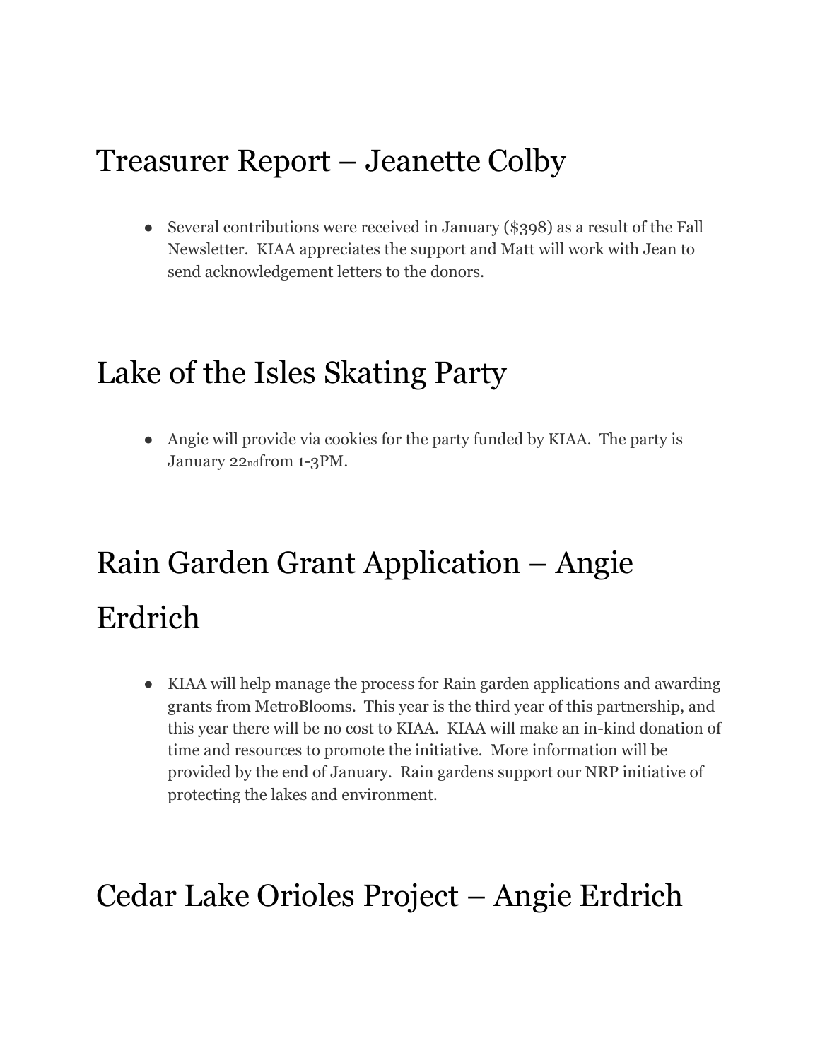# Treasurer Report – Jeanette Colby

- Several contributions were received in January ($398) as a result of the Fall Newsletter. KIAA appreciates the support and Matt will work with Jean to send acknowledgement letters to the donors.

# Lake of the Isles Skating Party

- Angie will provide via cookies for the party funded by KIAA. The party is January 22nd from 1-3PM.

# Rain Garden Grant Application – Angie Erdrich

- KIAA will help manage the process for Rain garden applications and awarding grants from MetroBlooms. This year is the third year of this partnership, and this year there will be no cost to KIAA. KIAA will make an in-kind donation of time and resources to promote the initiative. More information will be provided by the end of January. Rain gardens support our NRP initiative of protecting the lakes and environment.

# Cedar Lake Orioles Project – Angie Erdrich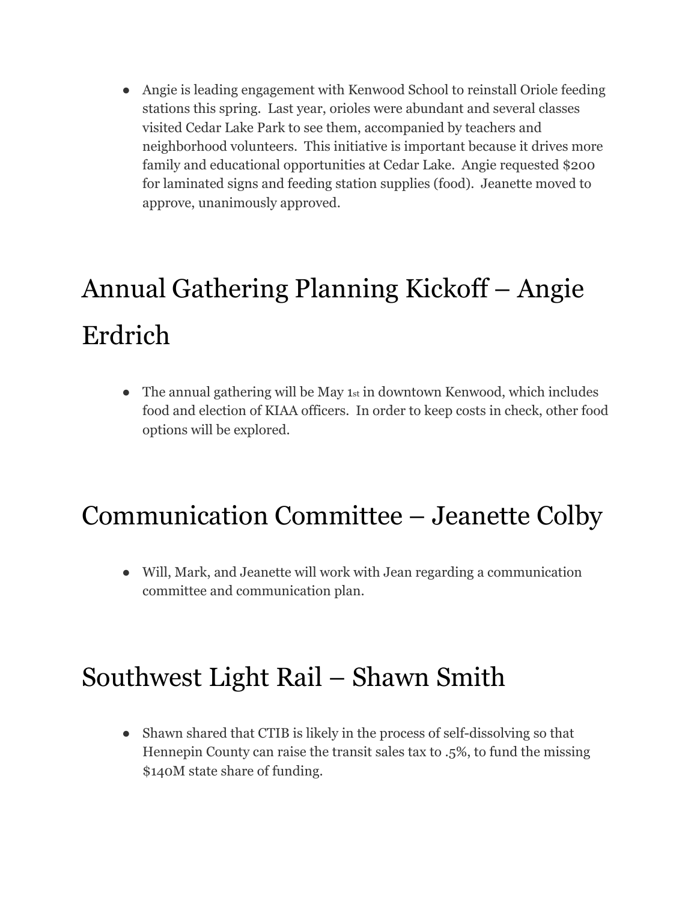- Angie is leading engagement with Kenwood School to reinstall Oriole feeding stations this spring. Last year, orioles were abundant and several classes visited Cedar Lake Park to see them, accompanied by teachers and neighborhood volunteers. This initiative is important because it drives more family and educational opportunities at Cedar Lake. Angie requested $200 for laminated signs and feeding station supplies (food). Jeanette moved to approve, unanimously approved.

# Annual Gathering Planning Kickoff – Angie Erdrich

- The annual gathering will be May 1st in downtown Kenwood, which includes food and election of KIAA officers. In order to keep costs in check, other food options will be explored.

# Communication Committee – Jeanette Colby

- Will, Mark, and Jeanette will work with Jean regarding a communication committee and communication plan.

# Southwest Light Rail – Shawn Smith

- Shawn shared that CTIB is likely in the process of self-dissolving so that Hennepin County can raise the transit sales tax to .5%, to fund the missing $140M state share of funding.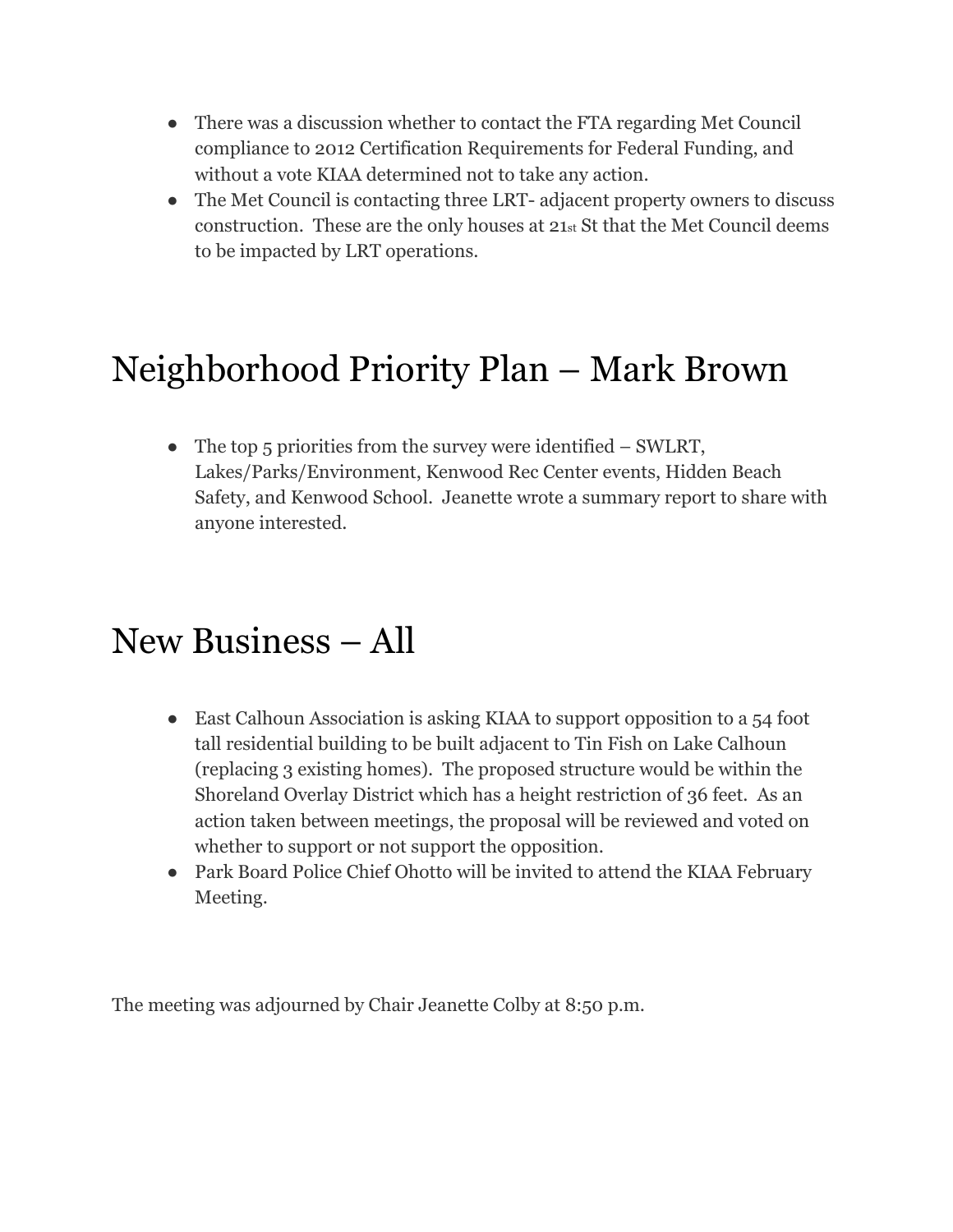- There was a discussion whether to contact the FTA regarding Met Council compliance to 2012 Certification Requirements for Federal Funding, and without a vote KIAA determined not to take any action.
- The Met Council is contacting three LRT- adjacent property owners to discuss construction. These are the only houses at 21st St that the Met Council deems to be impacted by LRT operations.

# Neighborhood Priority Plan – Mark Brown

- The top 5 priorities from the survey were identified – SWLRT, Lakes/Parks/Environment, Kenwood Rec Center events, Hidden Beach Safety, and Kenwood School. Jeanette wrote a summary report to share with anyone interested.

# New Business – All

- East Calhoun Association is asking KIAA to support opposition to a 54 foot tall residential building to be built adjacent to Tin Fish on Lake Calhoun (replacing 3 existing homes). The proposed structure would be within the Shoreland Overlay District which has a height restriction of 36 feet. As an action taken between meetings, the proposal will be reviewed and voted on whether to support or not support the opposition.
- Park Board Police Chief Ohotto will be invited to attend the KIAA February Meeting.

The meeting was adjourned by Chair Jeanette Colby at 8:50 p.m.